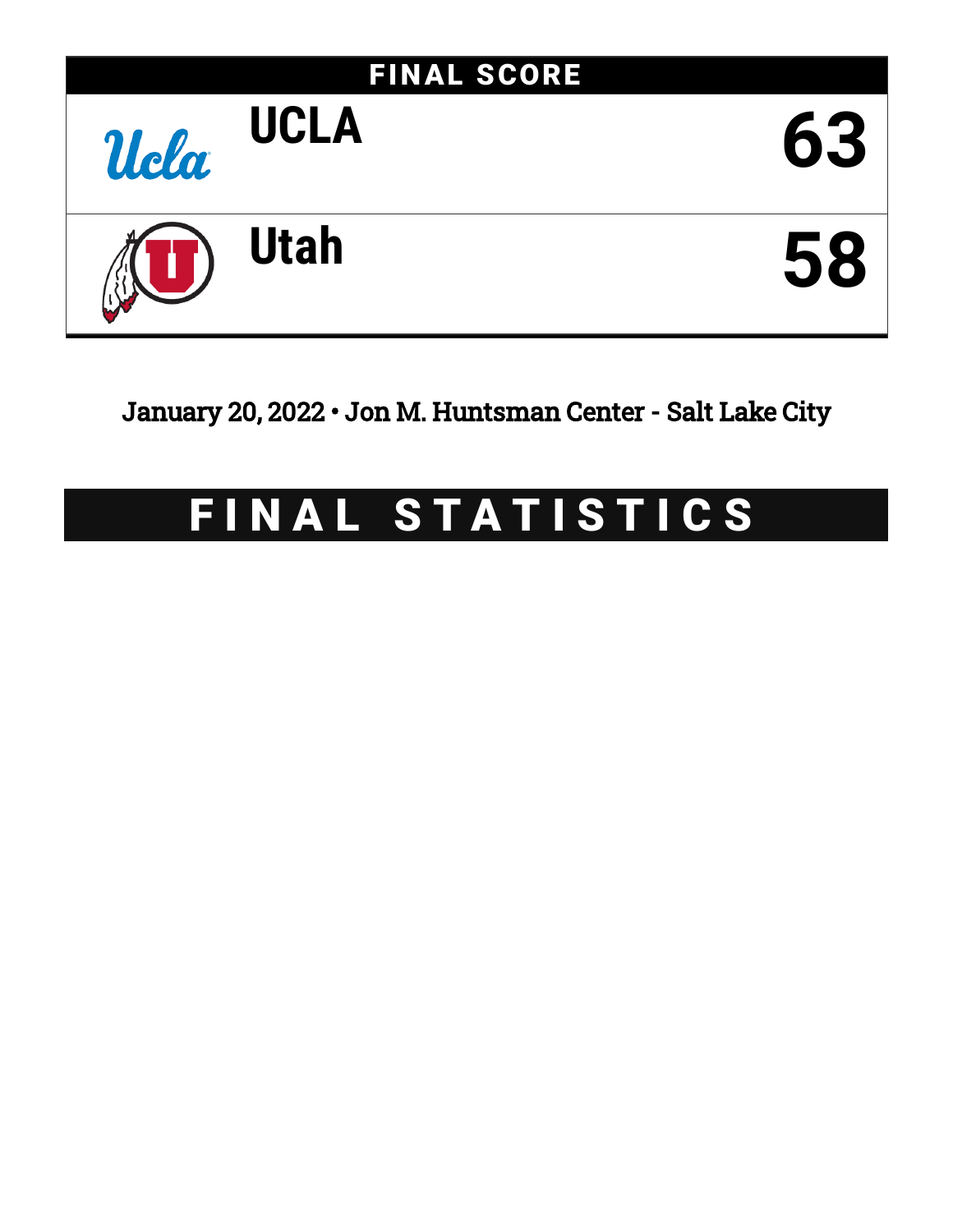## FINAL SCORE

| Team | Score |
|---|---|
| UCLA | 63 |
| Utah | 58 |

January 20, 2022 • Jon M. Huntsman Center - Salt Lake City

# FINAL STATISTICS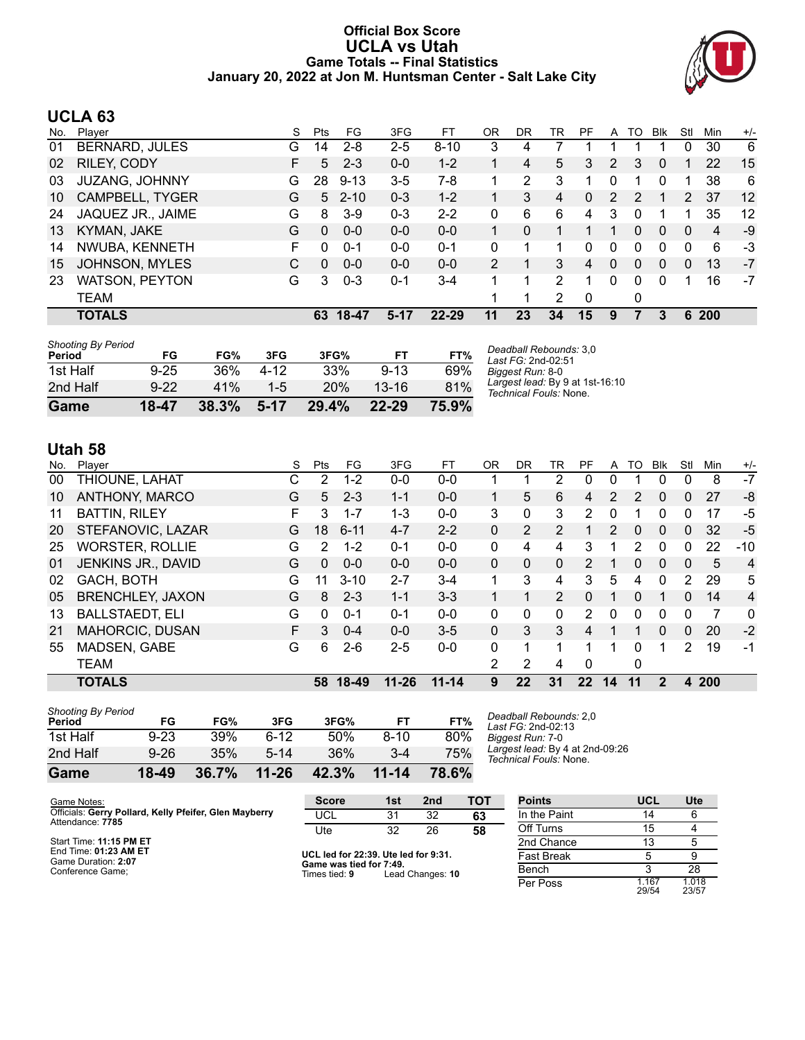# Official Box Score
# UCLA vs Utah
## Game Totals -- Final Statistics
### January 20, 2022 at Jon M. Huntsman Center - Salt Lake City

## UCLA 63

| No. | Player | S | Pts | FG | 3FG | FT | OR | DR | TR | PF | A | TO | Blk | Stl | Min | +/- |
|---|---|---|---|---|---|---|---|---|---|---|---|---|---|---|---|---|
| 01 | BERNARD, JULES | G | 14 | 2-8 | 2-5 | 8-10 | 3 | 4 | 7 | 1 | 1 | 1 | 1 | 0 | 30 | 6 |
| 02 | RILEY, CODY | F | 5 | 2-3 | 0-0 | 1-2 | 1 | 4 | 5 | 3 | 2 | 3 | 0 | 1 | 22 | 15 |
| 03 | JUZANG, JOHNNY | G | 28 | 9-13 | 3-5 | 7-8 | 1 | 2 | 3 | 1 | 0 | 1 | 0 | 1 | 38 | 6 |
| 10 | CAMPBELL, TYGER | G | 5 | 2-10 | 0-3 | 1-2 | 1 | 3 | 4 | 0 | 2 | 2 | 1 | 2 | 37 | 12 |
| 24 | JAQUEZ JR., JAIME | G | 8 | 3-9 | 0-3 | 2-2 | 0 | 6 | 6 | 4 | 3 | 0 | 1 | 1 | 35 | 12 |
| 13 | KYMAN, JAKE | G | 0 | 0-0 | 0-0 | 0-0 | 1 | 0 | 1 | 1 | 1 | 0 | 0 | 0 | 4 | -9 |
| 14 | NWUBA, KENNETH | F | 0 | 0-1 | 0-0 | 0-1 | 0 | 1 | 1 | 0 | 0 | 0 | 0 | 0 | 6 | -3 |
| 15 | JOHNSON, MYLES | C | 0 | 0-0 | 0-0 | 0-0 | 2 | 1 | 3 | 4 | 0 | 0 | 0 | 0 | 13 | -7 |
| 23 | WATSON, PEYTON | G | 3 | 0-3 | 0-1 | 3-4 | 1 | 1 | 2 | 1 | 0 | 0 | 0 | 1 | 16 | -7 |
| | TEAM | | | | | | 1 | 1 | 2 | 0 | | 0 | | | | |
| | **TOTALS** | | **63** | **18-47** | **5-17** | **22-29** | **11** | **23** | **34** | **15** | **9** | **7** | **3** | **6** | **200** | |

| Shooting By Period | FG | FG% | 3FG | 3FG% | FT | FT% |
|---|---|---|---|---|---|---|
| 1st Half | 9-25 | 36% | 4-12 | 33% | 9-13 | 69% |
| 2nd Half | 9-22 | 41% | 1-5 | 20% | 13-16 | 81% |
| **Game** | **18-47** | **38.3%** | **5-17** | **29.4%** | **22-29** | **75.9%** |

*Deadball Rebounds:* 3,0
*Last FG:* 2nd-02:51
*Biggest Run:* 8-0
*Largest lead:* By 9 at 1st-16:10
*Technical Fouls:* None.

## Utah 58

| No. | Player | S | Pts | FG | 3FG | FT | OR | DR | TR | PF | A | TO | Blk | Stl | Min | +/- |
|---|---|---|---|---|---|---|---|---|---|---|---|---|---|---|---|---|
| 00 | THIOUNE, LAHAT | C | 2 | 1-2 | 0-0 | 0-0 | 1 | 1 | 2 | 0 | 0 | 1 | 0 | 0 | 8 | -7 |
| 10 | ANTHONY, MARCO | G | 5 | 2-3 | 1-1 | 0-0 | 1 | 5 | 6 | 4 | 2 | 2 | 0 | 0 | 27 | -8 |
| 11 | BATTIN, RILEY | F | 3 | 1-7 | 1-3 | 0-0 | 3 | 0 | 3 | 2 | 0 | 1 | 0 | 0 | 17 | -5 |
| 20 | STEFANOVIC, LAZAR | G | 18 | 6-11 | 4-7 | 2-2 | 0 | 2 | 2 | 1 | 2 | 0 | 0 | 0 | 32 | -5 |
| 25 | WORSTER, ROLLIE | G | 2 | 1-2 | 0-1 | 0-0 | 0 | 4 | 4 | 3 | 1 | 2 | 0 | 0 | 22 | -10 |
| 01 | JENKINS JR., DAVID | G | 0 | 0-0 | 0-0 | 0-0 | 0 | 0 | 0 | 2 | 1 | 0 | 0 | 0 | 5 | 4 |
| 02 | GACH, BOTH | G | 11 | 3-10 | 2-7 | 3-4 | 1 | 3 | 4 | 3 | 5 | 4 | 0 | 2 | 29 | 5 |
| 05 | BRENCHLEY, JAXON | G | 8 | 2-3 | 1-1 | 3-3 | 1 | 1 | 2 | 0 | 1 | 0 | 1 | 0 | 14 | 4 |
| 13 | BALLSTAEDT, ELI | G | 0 | 0-1 | 0-1 | 0-0 | 0 | 0 | 0 | 2 | 0 | 0 | 0 | 0 | 7 | 0 |
| 21 | MAHORCIC, DUSAN | F | 3 | 0-4 | 0-0 | 3-5 | 0 | 3 | 3 | 4 | 1 | 1 | 0 | 0 | 20 | -2 |
| 55 | MADSEN, GABE | G | 6 | 2-6 | 2-5 | 0-0 | 0 | 1 | 1 | 1 | 1 | 0 | 1 | 2 | 19 | -1 |
| | TEAM | | | | | | 2 | 2 | 4 | 0 | | 0 | | | | |
| | **TOTALS** | | **58** | **18-49** | **11-26** | **11-14** | **9** | **22** | **31** | **22** | **14** | **11** | **2** | **4** | **200** | |

| Shooting By Period | FG | FG% | 3FG | 3FG% | FT | FT% |
|---|---|---|---|---|---|---|
| 1st Half | 9-23 | 39% | 6-12 | 50% | 8-10 | 80% |
| 2nd Half | 9-26 | 35% | 5-14 | 36% | 3-4 | 75% |
| **Game** | **18-49** | **36.7%** | **11-26** | **42.3%** | **11-14** | **78.6%** |

*Deadball Rebounds:* 2,0
*Last FG:* 2nd-02:13
*Biggest Run:* 7-0
*Largest lead:* By 4 at 2nd-09:26
*Technical Fouls:* None.

Game Notes:
Officials: **Gerry Pollard, Kelly Pfeifer, Glen Mayberry**
Attendance: **7785**

Start Time: **11:15 PM ET**
End Time: **01:23 AM ET**
Game Duration: **2:07**
Conference Game;

| Score | 1st | 2nd | TOT |
|---|---|---|---|
| UCL | 31 | 32 | **63** |
| Ute | 32 | 26 | **58** |

**UCL led for 22:39. Ute led for 9:31.**
**Game was tied for 7:49.**
Times tied: **9** Lead Changes: **10**

| Points | UCL | Ute |
|---|---|---|
| In the Paint | 14 | 6 |
| Off Turns | 15 | 4 |
| 2nd Chance | 13 | 5 |
| Fast Break | 5 | 9 |
| Bench | 3 | 28 |
| Per Poss | 1.167 29/54 | 1.018 23/57 |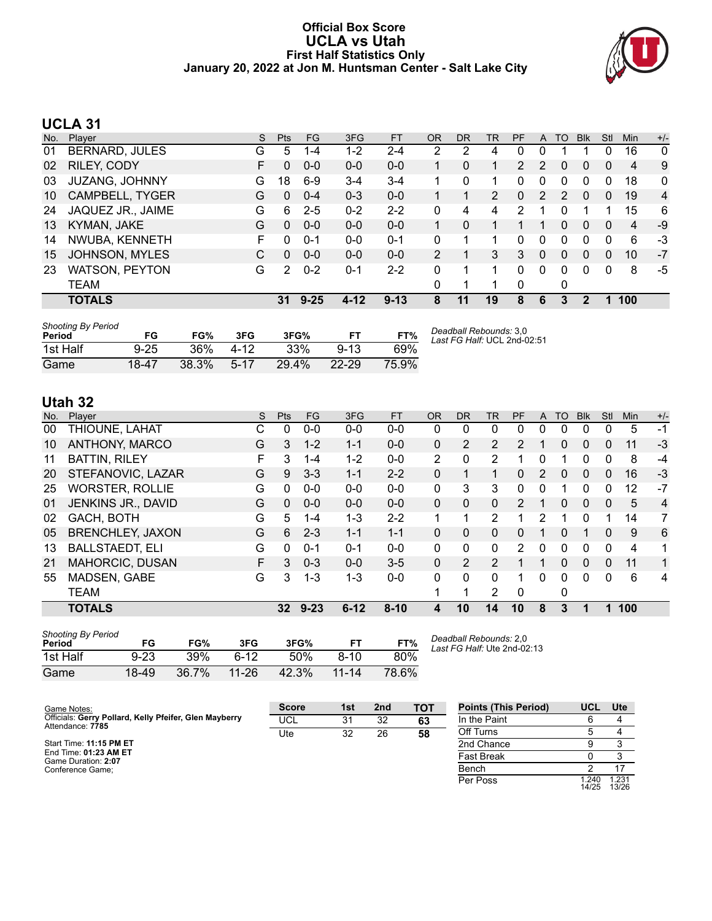# Official Box Score
## UCLA vs Utah
### First Half Statistics Only
### January 20, 2022 at Jon M. Huntsman Center - Salt Lake City

## UCLA 31

| No. | Player | S | Pts | FG | 3FG | FT | OR | DR | TR | PF | A | TO | Blk | Stl | Min | +/- |
|---|---|---|---|---|---|---|---|---|---|---|---|---|---|---|---|---|
| 01 | BERNARD, JULES | G | 5 | 1-4 | 1-2 | 2-4 | 2 | 2 | 4 | 0 | 0 | 1 | 1 | 0 | 16 | 0 |
| 02 | RILEY, CODY | F | 0 | 0-0 | 0-0 | 0-0 | 1 | 0 | 1 | 2 | 2 | 0 | 0 | 0 | 4 | 9 |
| 03 | JUZANG, JOHNNY | G | 18 | 6-9 | 3-4 | 3-4 | 1 | 0 | 1 | 0 | 0 | 0 | 0 | 0 | 18 | 0 |
| 10 | CAMPBELL, TYGER | G | 0 | 0-4 | 0-3 | 0-0 | 1 | 1 | 2 | 0 | 2 | 2 | 0 | 0 | 19 | 4 |
| 24 | JAQUEZ JR., JAIME | G | 6 | 2-5 | 0-2 | 2-2 | 0 | 4 | 4 | 2 | 1 | 0 | 1 | 1 | 15 | 6 |
| 13 | KYMAN, JAKE | G | 0 | 0-0 | 0-0 | 0-0 | 1 | 0 | 1 | 1 | 1 | 0 | 0 | 0 | 4 | -9 |
| 14 | NWUBA, KENNETH | F | 0 | 0-1 | 0-0 | 0-1 | 0 | 1 | 1 | 0 | 0 | 0 | 0 | 0 | 6 | -3 |
| 15 | JOHNSON, MYLES | C | 0 | 0-0 | 0-0 | 0-0 | 2 | 1 | 3 | 3 | 0 | 0 | 0 | 0 | 10 | -7 |
| 23 | WATSON, PEYTON | G | 2 | 0-2 | 0-1 | 2-2 | 0 | 1 | 1 | 0 | 0 | 0 | 0 | 0 | 8 | -5 |
| | TEAM | | | | | | 0 | 1 | 1 | 0 | | 0 | | | | |
| | **TOTALS** | | **31** | **9-25** | **4-12** | **9-13** | **8** | **11** | **19** | **8** | **6** | **3** | **2** | **1** | **100** | |

*Shooting By Period*

| Period | FG | FG% | 3FG | 3FG% | FT | FT% |
|---|---|---|---|---|---|---|
| 1st Half | 9-25 | 36% | 4-12 | 33% | 9-13 | 69% |
| Game | 18-47 | 38.3% | 5-17 | 29.4% | 22-29 | 75.9% |

*Deadball Rebounds:* 3,0
*Last FG Half:* UCL 2nd-02:51

## Utah 32

| No. | Player | S | Pts | FG | 3FG | FT | OR | DR | TR | PF | A | TO | Blk | Stl | Min | +/- |
|---|---|---|---|---|---|---|---|---|---|---|---|---|---|---|---|---|
| 00 | THIOUNE, LAHAT | C | 0 | 0-0 | 0-0 | 0-0 | 0 | 0 | 0 | 0 | 0 | 0 | 0 | 0 | 5 | -1 |
| 10 | ANTHONY, MARCO | G | 3 | 1-2 | 1-1 | 0-0 | 0 | 2 | 2 | 2 | 1 | 0 | 0 | 0 | 11 | -3 |
| 11 | BATTIN, RILEY | F | 3 | 1-4 | 1-2 | 0-0 | 2 | 0 | 2 | 1 | 0 | 1 | 0 | 0 | 8 | -4 |
| 20 | STEFANOVIC, LAZAR | G | 9 | 3-3 | 1-1 | 2-2 | 0 | 1 | 1 | 0 | 2 | 0 | 0 | 0 | 16 | -3 |
| 25 | WORSTER, ROLLIE | G | 0 | 0-0 | 0-0 | 0-0 | 0 | 3 | 3 | 0 | 0 | 1 | 0 | 0 | 12 | -7 |
| 01 | JENKINS JR., DAVID | G | 0 | 0-0 | 0-0 | 0-0 | 0 | 0 | 0 | 2 | 1 | 0 | 0 | 0 | 5 | 4 |
| 02 | GACH, BOTH | G | 5 | 1-4 | 1-3 | 2-2 | 1 | 1 | 2 | 1 | 2 | 1 | 0 | 1 | 14 | 7 |
| 05 | BRENCHLEY, JAXON | G | 6 | 2-3 | 1-1 | 1-1 | 0 | 0 | 0 | 0 | 1 | 0 | 1 | 0 | 9 | 6 |
| 13 | BALLSTAEDT, ELI | G | 0 | 0-1 | 0-1 | 0-0 | 0 | 0 | 0 | 2 | 0 | 0 | 0 | 0 | 4 | 1 |
| 21 | MAHORCIC, DUSAN | F | 3 | 0-3 | 0-0 | 3-5 | 0 | 2 | 2 | 1 | 1 | 0 | 0 | 0 | 11 | 1 |
| 55 | MADSEN, GABE | G | 3 | 1-3 | 1-3 | 0-0 | 0 | 0 | 0 | 1 | 0 | 0 | 0 | 0 | 6 | 4 |
| | TEAM | | | | | | 1 | 1 | 2 | 0 | | 0 | | | | |
| | **TOTALS** | | **32** | **9-23** | **6-12** | **8-10** | **4** | **10** | **14** | **10** | **8** | **3** | **1** | **1** | **100** | |

*Shooting By Period*

| Period | FG | FG% | 3FG | 3FG% | FT | FT% |
|---|---|---|---|---|---|---|
| 1st Half | 9-23 | 39% | 6-12 | 50% | 8-10 | 80% |
| Game | 18-49 | 36.7% | 11-26 | 42.3% | 11-14 | 78.6% |

*Deadball Rebounds:* 2,0
*Last FG Half:* Ute 2nd-02:13

Game Notes:
Officials: **Gerry Pollard, Kelly Pfeifer, Glen Mayberry**
Attendance: **7785**

Start Time: **11:15 PM ET**
End Time: **01:23 AM ET**
Game Duration: **2:07**
Conference Game;

| Score | 1st | 2nd | TOT |
|---|---|---|---|
| UCL | 31 | 32 | **63** |
| Ute | 32 | 26 | **58** |

| Points (This Period) | UCL | Ute |
|---|---|---|
| In the Paint | 6 | 4 |
| Off Turns | 5 | 4 |
| 2nd Chance | 9 | 3 |
| Fast Break | 0 | 3 |
| Bench | 2 | 17 |
| Per Poss | 1.240 14/25 | 1.231 13/26 |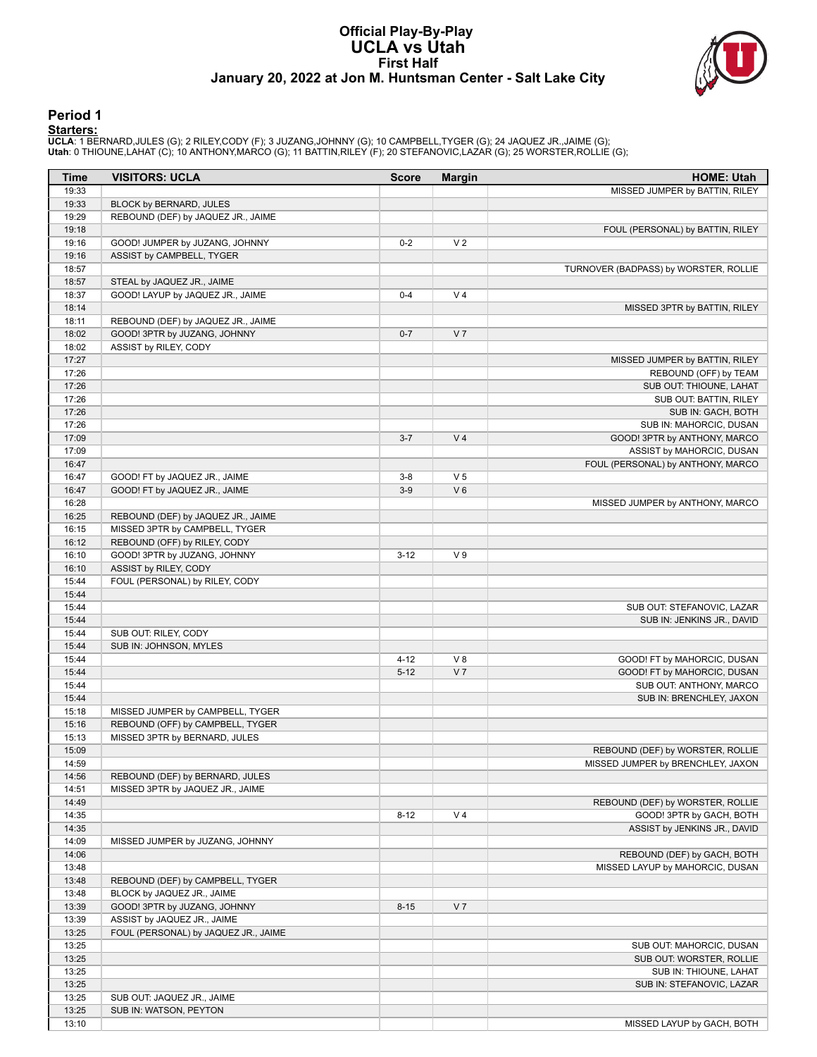# Official Play-By-Play
# UCLA vs Utah
## First Half
### January 20, 2022 at Jon M. Huntsman Center - Salt Lake City

## Period 1

**Starters:**

**UCLA**: 1 BERNARD,JULES (G); 2 RILEY,CODY (F); 3 JUZANG,JOHNNY (G); 10 CAMPBELL,TYGER (G); 24 JAQUEZ JR.,JAIME (G);
**Utah**: 0 THIOUNE,LAHAT (C); 10 ANTHONY,MARCO (G); 11 BATTIN,RILEY (F); 20 STEFANOVIC,LAZAR (G); 25 WORSTER,ROLLIE (G);

| Time | VISITORS: UCLA | Score | Margin | HOME: Utah |
|---|---|---|---|---|
| 19:33 | | | | MISSED JUMPER by BATTIN, RILEY |
| 19:33 | BLOCK by BERNARD, JULES | | | |
| 19:29 | REBOUND (DEF) by JAQUEZ JR., JAIME | | | |
| 19:18 | | | | FOUL (PERSONAL) by BATTIN, RILEY |
| 19:16 | GOOD! JUMPER by JUZANG, JOHNNY | 0-2 | V 2 | |
| 19:16 | ASSIST by CAMPBELL, TYGER | | | |
| 18:57 | | | | TURNOVER (BADPASS) by WORSTER, ROLLIE |
| 18:57 | STEAL by JAQUEZ JR., JAIME | | | |
| 18:37 | GOOD! LAYUP by JAQUEZ JR., JAIME | 0-4 | V 4 | |
| 18:14 | | | | MISSED 3PTR by BATTIN, RILEY |
| 18:11 | REBOUND (DEF) by JAQUEZ JR., JAIME | | | |
| 18:02 | GOOD! 3PTR by JUZANG, JOHNNY | 0-7 | V 7 | |
| 18:02 | ASSIST by RILEY, CODY | | | |
| 17:27 | | | | MISSED JUMPER by BATTIN, RILEY |
| 17:26 | | | | REBOUND (OFF) by TEAM |
| 17:26 | | | | SUB OUT: THIOUNE, LAHAT |
| 17:26 | | | | SUB OUT: BATTIN, RILEY |
| 17:26 | | | | SUB IN: GACH, BOTH |
| 17:26 | | | | SUB IN: MAHORCIC, DUSAN |
| 17:09 | | 3-7 | V 4 | GOOD! 3PTR by ANTHONY, MARCO |
| 17:09 | | | | ASSIST by MAHORCIC, DUSAN |
| 16:47 | | | | FOUL (PERSONAL) by ANTHONY, MARCO |
| 16:47 | GOOD! FT by JAQUEZ JR., JAIME | 3-8 | V 5 | |
| 16:47 | GOOD! FT by JAQUEZ JR., JAIME | 3-9 | V 6 | |
| 16:28 | | | | MISSED JUMPER by ANTHONY, MARCO |
| 16:25 | REBOUND (DEF) by JAQUEZ JR., JAIME | | | |
| 16:15 | MISSED 3PTR by CAMPBELL, TYGER | | | |
| 16:12 | REBOUND (OFF) by RILEY, CODY | | | |
| 16:10 | GOOD! 3PTR by JUZANG, JOHNNY | 3-12 | V 9 | |
| 16:10 | ASSIST by RILEY, CODY | | | |
| 15:44 | FOUL (PERSONAL) by RILEY, CODY | | | |
| 15:44 | | | | |
| 15:44 | | | | SUB OUT: STEFANOVIC, LAZAR |
| 15:44 | | | | SUB IN: JENKINS JR., DAVID |
| 15:44 | SUB OUT: RILEY, CODY | | | |
| 15:44 | SUB IN: JOHNSON, MYLES | | | |
| 15:44 | | 4-12 | V 8 | GOOD! FT by MAHORCIC, DUSAN |
| 15:44 | | 5-12 | V 7 | GOOD! FT by MAHORCIC, DUSAN |
| 15:44 | | | | SUB OUT: ANTHONY, MARCO |
| 15:44 | | | | SUB IN: BRENCHLEY, JAXON |
| 15:18 | MISSED JUMPER by CAMPBELL, TYGER | | | |
| 15:16 | REBOUND (OFF) by CAMPBELL, TYGER | | | |
| 15:13 | MISSED 3PTR by BERNARD, JULES | | | |
| 15:09 | | | | REBOUND (DEF) by WORSTER, ROLLIE |
| 14:59 | | | | MISSED JUMPER by BRENCHLEY, JAXON |
| 14:56 | REBOUND (DEF) by BERNARD, JULES | | | |
| 14:51 | MISSED 3PTR by JAQUEZ JR., JAIME | | | |
| 14:49 | | | | REBOUND (DEF) by WORSTER, ROLLIE |
| 14:35 | | 8-12 | V 4 | GOOD! 3PTR by GACH, BOTH |
| 14:35 | | | | ASSIST by JENKINS JR., DAVID |
| 14:09 | MISSED JUMPER by JUZANG, JOHNNY | | | |
| 14:06 | | | | REBOUND (DEF) by GACH, BOTH |
| 13:48 | | | | MISSED LAYUP by MAHORCIC, DUSAN |
| 13:48 | REBOUND (DEF) by CAMPBELL, TYGER | | | |
| 13:48 | BLOCK by JAQUEZ JR., JAIME | | | |
| 13:39 | GOOD! 3PTR by JUZANG, JOHNNY | 8-15 | V 7 | |
| 13:39 | ASSIST by JAQUEZ JR., JAIME | | | |
| 13:25 | FOUL (PERSONAL) by JAQUEZ JR., JAIME | | | |
| 13:25 | | | | SUB OUT: MAHORCIC, DUSAN |
| 13:25 | | | | SUB OUT: WORSTER, ROLLIE |
| 13:25 | | | | SUB IN: THIOUNE, LAHAT |
| 13:25 | | | | SUB IN: STEFANOVIC, LAZAR |
| 13:25 | SUB OUT: JAQUEZ JR., JAIME | | | |
| 13:25 | SUB IN: WATSON, PEYTON | | | |
| 13:10 | | | | MISSED LAYUP by GACH, BOTH |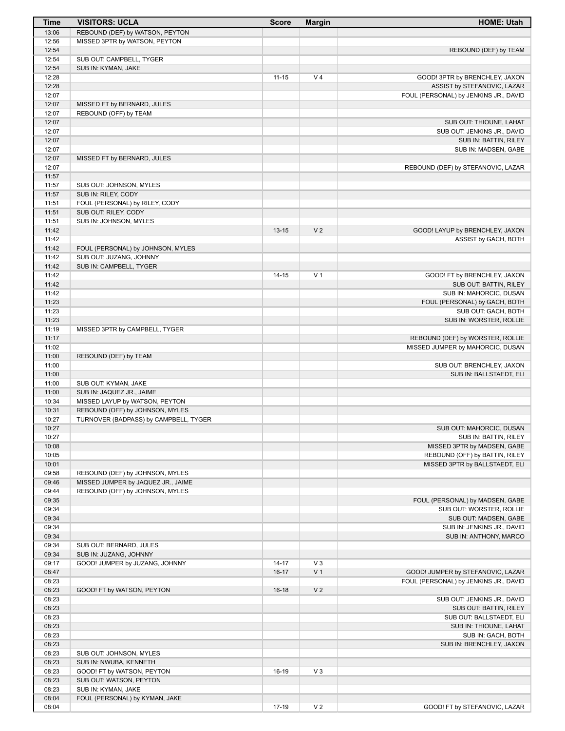| Time | VISITORS: UCLA | Score | Margin | HOME: Utah |
|---|---|---|---|---|
| 13:06 | REBOUND (DEF) by WATSON, PEYTON | | | |
| 12:56 | MISSED 3PTR by WATSON, PEYTON | | | |
| 12:54 | | | | REBOUND (DEF) by TEAM |
| 12:54 | SUB OUT: CAMPBELL, TYGER | | | |
| 12:54 | SUB IN: KYMAN, JAKE | | | |
| 12:28 | | 11-15 | V 4 | GOOD! 3PTR by BRENCHLEY, JAXON |
| 12:28 | | | | ASSIST by STEFANOVIC, LAZAR |
| 12:07 | | | | FOUL (PERSONAL) by JENKINS JR., DAVID |
| 12:07 | MISSED FT by BERNARD, JULES | | | |
| 12:07 | REBOUND (OFF) by TEAM | | | |
| 12:07 | | | | SUB OUT: THIOUNE, LAHAT |
| 12:07 | | | | SUB OUT: JENKINS JR., DAVID |
| 12:07 | | | | SUB IN: BATTIN, RILEY |
| 12:07 | | | | SUB IN: MADSEN, GABE |
| 12:07 | MISSED FT by BERNARD, JULES | | | |
| 12:07 | | | | REBOUND (DEF) by STEFANOVIC, LAZAR |
| 11:57 | | | | |
| 11:57 | SUB OUT: JOHNSON, MYLES | | | |
| 11:57 | SUB IN: RILEY, CODY | | | |
| 11:51 | FOUL (PERSONAL) by RILEY, CODY | | | |
| 11:51 | SUB OUT: RILEY, CODY | | | |
| 11:51 | SUB IN: JOHNSON, MYLES | | | |
| 11:42 | | 13-15 | V 2 | GOOD! LAYUP by BRENCHLEY, JAXON |
| 11:42 | | | | ASSIST by GACH, BOTH |
| 11:42 | FOUL (PERSONAL) by JOHNSON, MYLES | | | |
| 11:42 | SUB OUT: JUZANG, JOHNNY | | | |
| 11:42 | SUB IN: CAMPBELL, TYGER | | | |
| 11:42 | | 14-15 | V 1 | GOOD! FT by BRENCHLEY, JAXON |
| 11:42 | | | | SUB OUT: BATTIN, RILEY |
| 11:42 | | | | SUB IN: MAHORCIC, DUSAN |
| 11:23 | | | | FOUL (PERSONAL) by GACH, BOTH |
| 11:23 | | | | SUB OUT: GACH, BOTH |
| 11:23 | | | | SUB IN: WORSTER, ROLLIE |
| 11:19 | MISSED 3PTR by CAMPBELL, TYGER | | | |
| 11:17 | | | | REBOUND (DEF) by WORSTER, ROLLIE |
| 11:02 | | | | MISSED JUMPER by MAHORCIC, DUSAN |
| 11:00 | REBOUND (DEF) by TEAM | | | |
| 11:00 | | | | SUB OUT: BRENCHLEY, JAXON |
| 11:00 | | | | SUB IN: BALLSTAEDT, ELI |
| 11:00 | SUB OUT: KYMAN, JAKE | | | |
| 11:00 | SUB IN: JAQUEZ JR., JAIME | | | |
| 10:34 | MISSED LAYUP by WATSON, PEYTON | | | |
| 10:31 | REBOUND (OFF) by JOHNSON, MYLES | | | |
| 10:27 | TURNOVER (BADPASS) by CAMPBELL, TYGER | | | |
| 10:27 | | | | SUB OUT: MAHORCIC, DUSAN |
| 10:27 | | | | SUB IN: BATTIN, RILEY |
| 10:08 | | | | MISSED 3PTR by MADSEN, GABE |
| 10:05 | | | | REBOUND (OFF) by BATTIN, RILEY |
| 10:01 | | | | MISSED 3PTR by BALLSTAEDT, ELI |
| 09:58 | REBOUND (DEF) by JOHNSON, MYLES | | | |
| 09:46 | MISSED JUMPER by JAQUEZ JR., JAIME | | | |
| 09:44 | REBOUND (OFF) by JOHNSON, MYLES | | | |
| 09:35 | | | | FOUL (PERSONAL) by MADSEN, GABE |
| 09:34 | | | | SUB OUT: WORSTER, ROLLIE |
| 09:34 | | | | SUB OUT: MADSEN, GABE |
| 09:34 | | | | SUB IN: JENKINS JR., DAVID |
| 09:34 | | | | SUB IN: ANTHONY, MARCO |
| 09:34 | SUB OUT: BERNARD, JULES | | | |
| 09:34 | SUB IN: JUZANG, JOHNNY | | | |
| 09:17 | GOOD! JUMPER by JUZANG, JOHNNY | 14-17 | V 3 | |
| 08:47 | | 16-17 | V 1 | GOOD! JUMPER by STEFANOVIC, LAZAR |
| 08:23 | | | | FOUL (PERSONAL) by JENKINS JR., DAVID |
| 08:23 | GOOD! FT by WATSON, PEYTON | 16-18 | V 2 | |
| 08:23 | | | | SUB OUT: JENKINS JR., DAVID |
| 08:23 | | | | SUB OUT: BATTIN, RILEY |
| 08:23 | | | | SUB OUT: BALLSTAEDT, ELI |
| 08:23 | | | | SUB IN: THIOUNE, LAHAT |
| 08:23 | | | | SUB IN: GACH, BOTH |
| 08:23 | | | | SUB IN: BRENCHLEY, JAXON |
| 08:23 | SUB OUT: JOHNSON, MYLES | | | |
| 08:23 | SUB IN: NWUBA, KENNETH | | | |
| 08:23 | GOOD! FT by WATSON, PEYTON | 16-19 | V 3 | |
| 08:23 | SUB OUT: WATSON, PEYTON | | | |
| 08:23 | SUB IN: KYMAN, JAKE | | | |
| 08:04 | FOUL (PERSONAL) by KYMAN, JAKE | | | |
| 08:04 | | 17-19 | V 2 | GOOD! FT by STEFANOVIC, LAZAR |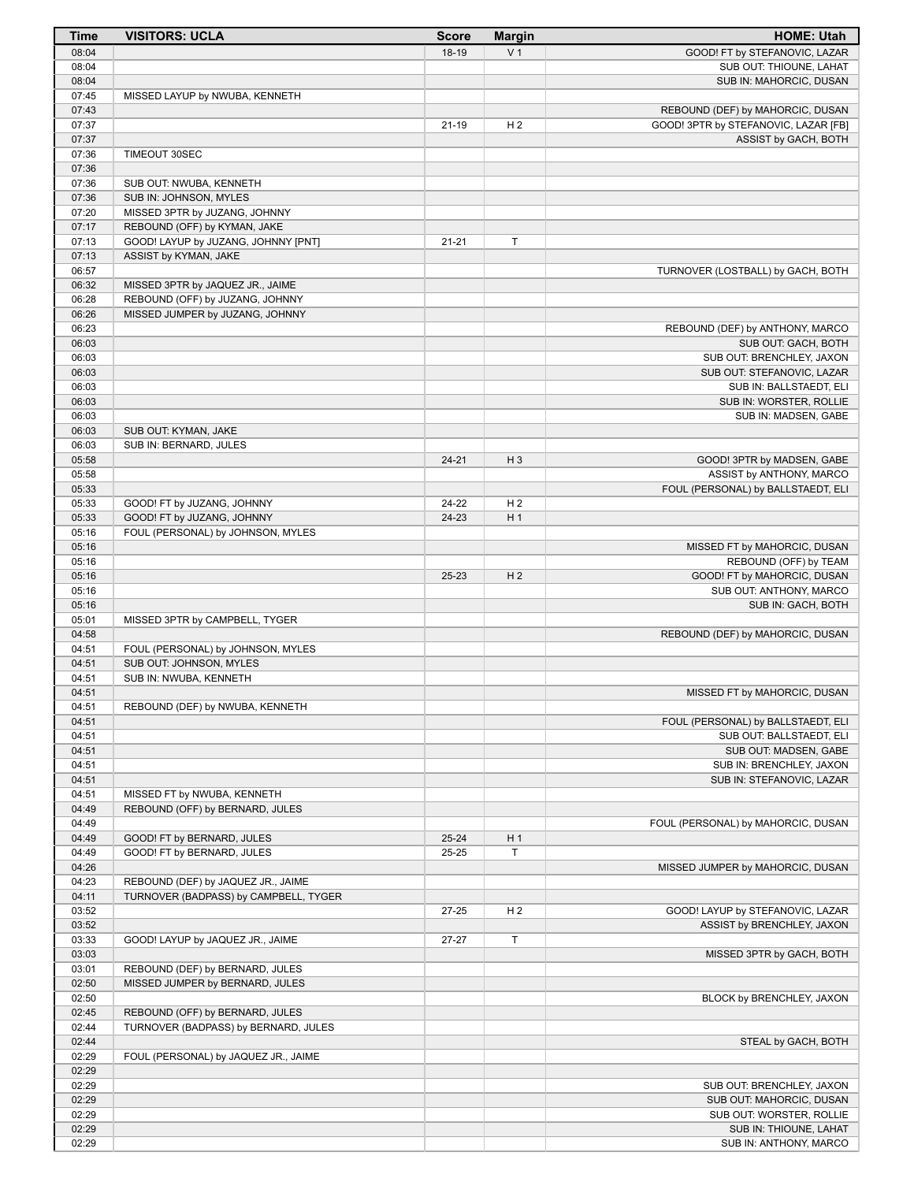| Time | VISITORS: UCLA | Score | Margin | HOME: Utah |
|---|---|---|---|---|
| 08:04 | | 18-19 | V 1 | GOOD! FT by STEFANOVIC, LAZAR |
| 08:04 | | | | SUB OUT: THIOUNE, LAHAT |
| 08:04 | | | | SUB IN: MAHORCIC, DUSAN |
| 07:45 | MISSED LAYUP by NWUBA, KENNETH | | | |
| 07:43 | | | | REBOUND (DEF) by MAHORCIC, DUSAN |
| 07:37 | | 21-19 | H 2 | GOOD! 3PTR by STEFANOVIC, LAZAR [FB] |
| 07:37 | | | | ASSIST by GACH, BOTH |
| 07:36 | TIMEOUT 30SEC | | | |
| 07:36 | | | | |
| 07:36 | SUB OUT: NWUBA, KENNETH | | | |
| 07:36 | SUB IN: JOHNSON, MYLES | | | |
| 07:20 | MISSED 3PTR by JUZANG, JOHNNY | | | |
| 07:17 | REBOUND (OFF) by KYMAN, JAKE | | | |
| 07:13 | GOOD! LAYUP by JUZANG, JOHNNY [PNT] | 21-21 | T | |
| 07:13 | ASSIST by KYMAN, JAKE | | | |
| 06:57 | | | | TURNOVER (LOSTBALL) by GACH, BOTH |
| 06:32 | MISSED 3PTR by JAQUEZ JR., JAIME | | | |
| 06:28 | REBOUND (OFF) by JUZANG, JOHNNY | | | |
| 06:26 | MISSED JUMPER by JUZANG, JOHNNY | | | |
| 06:23 | | | | REBOUND (DEF) by ANTHONY, MARCO |
| 06:03 | | | | SUB OUT: GACH, BOTH |
| 06:03 | | | | SUB OUT: BRENCHLEY, JAXON |
| 06:03 | | | | SUB OUT: STEFANOVIC, LAZAR |
| 06:03 | | | | SUB IN: BALLSTAEDT, ELI |
| 06:03 | | | | SUB IN: WORSTER, ROLLIE |
| 06:03 | | | | SUB IN: MADSEN, GABE |
| 06:03 | SUB OUT: KYMAN, JAKE | | | |
| 06:03 | SUB IN: BERNARD, JULES | | | |
| 05:58 | | 24-21 | H 3 | GOOD! 3PTR by MADSEN, GABE |
| 05:58 | | | | ASSIST by ANTHONY, MARCO |
| 05:33 | | | | FOUL (PERSONAL) by BALLSTAEDT, ELI |
| 05:33 | GOOD! FT by JUZANG, JOHNNY | 24-22 | H 2 | |
| 05:33 | GOOD! FT by JUZANG, JOHNNY | 24-23 | H 1 | |
| 05:16 | FOUL (PERSONAL) by JOHNSON, MYLES | | | |
| 05:16 | | | | MISSED FT by MAHORCIC, DUSAN |
| 05:16 | | | | REBOUND (OFF) by TEAM |
| 05:16 | | 25-23 | H 2 | GOOD! FT by MAHORCIC, DUSAN |
| 05:16 | | | | SUB OUT: ANTHONY, MARCO |
| 05:16 | | | | SUB IN: GACH, BOTH |
| 05:01 | MISSED 3PTR by CAMPBELL, TYGER | | | |
| 04:58 | | | | REBOUND (DEF) by MAHORCIC, DUSAN |
| 04:51 | FOUL (PERSONAL) by JOHNSON, MYLES | | | |
| 04:51 | SUB OUT: JOHNSON, MYLES | | | |
| 04:51 | SUB IN: NWUBA, KENNETH | | | |
| 04:51 | | | | MISSED FT by MAHORCIC, DUSAN |
| 04:51 | REBOUND (DEF) by NWUBA, KENNETH | | | |
| 04:51 | | | | FOUL (PERSONAL) by BALLSTAEDT, ELI |
| 04:51 | | | | SUB OUT: BALLSTAEDT, ELI |
| 04:51 | | | | SUB OUT: MADSEN, GABE |
| 04:51 | | | | SUB IN: BRENCHLEY, JAXON |
| 04:51 | | | | SUB IN: STEFANOVIC, LAZAR |
| 04:51 | MISSED FT by NWUBA, KENNETH | | | |
| 04:49 | REBOUND (OFF) by BERNARD, JULES | | | |
| 04:49 | | | | FOUL (PERSONAL) by MAHORCIC, DUSAN |
| 04:49 | GOOD! FT by BERNARD, JULES | 25-24 | H 1 | |
| 04:49 | GOOD! FT by BERNARD, JULES | 25-25 | T | |
| 04:26 | | | | MISSED JUMPER by MAHORCIC, DUSAN |
| 04:23 | REBOUND (DEF) by JAQUEZ JR., JAIME | | | |
| 04:11 | TURNOVER (BADPASS) by CAMPBELL, TYGER | | | |
| 03:52 | | 27-25 | H 2 | GOOD! LAYUP by STEFANOVIC, LAZAR |
| 03:52 | | | | ASSIST by BRENCHLEY, JAXON |
| 03:33 | GOOD! LAYUP by JAQUEZ JR., JAIME | 27-27 | T | |
| 03:03 | | | | MISSED 3PTR by GACH, BOTH |
| 03:01 | REBOUND (DEF) by BERNARD, JULES | | | |
| 02:50 | MISSED JUMPER by BERNARD, JULES | | | |
| 02:50 | | | | BLOCK by BRENCHLEY, JAXON |
| 02:45 | REBOUND (OFF) by BERNARD, JULES | | | |
| 02:44 | TURNOVER (BADPASS) by BERNARD, JULES | | | |
| 02:44 | | | | STEAL by GACH, BOTH |
| 02:29 | FOUL (PERSONAL) by JAQUEZ JR., JAIME | | | |
| 02:29 | | | | |
| 02:29 | | | | SUB OUT: BRENCHLEY, JAXON |
| 02:29 | | | | SUB OUT: MAHORCIC, DUSAN |
| 02:29 | | | | SUB OUT: WORSTER, ROLLIE |
| 02:29 | | | | SUB IN: THIOUNE, LAHAT |
| 02:29 | | | | SUB IN: ANTHONY, MARCO |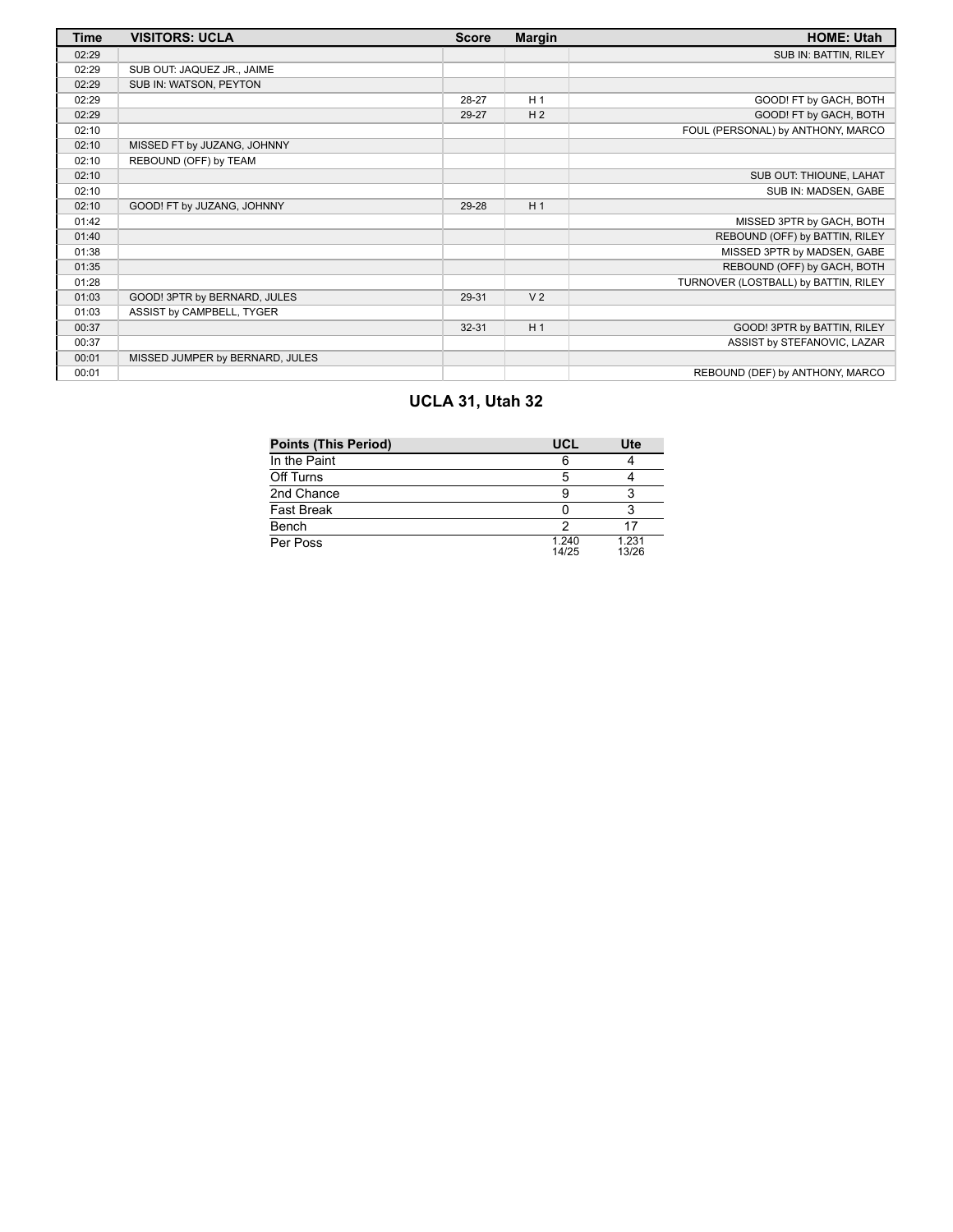| Time | VISITORS: UCLA | Score | Margin | HOME: Utah |
| --- | --- | --- | --- | --- |
| 02:29 | | | | SUB IN: BATTIN, RILEY |
| 02:29 | SUB OUT: JAQUEZ JR., JAIME | | | |
| 02:29 | SUB IN: WATSON, PEYTON | | | |
| 02:29 | | 28-27 | H 1 | GOOD! FT by GACH, BOTH |
| 02:29 | | 29-27 | H 2 | GOOD! FT by GACH, BOTH |
| 02:10 | | | | FOUL (PERSONAL) by ANTHONY, MARCO |
| 02:10 | MISSED FT by JUZANG, JOHNNY | | | |
| 02:10 | REBOUND (OFF) by TEAM | | | |
| 02:10 | | | | SUB OUT: THIOUNE, LAHAT |
| 02:10 | | | | SUB IN: MADSEN, GABE |
| 02:10 | GOOD! FT by JUZANG, JOHNNY | 29-28 | H 1 | |
| 01:42 | | | | MISSED 3PTR by GACH, BOTH |
| 01:40 | | | | REBOUND (OFF) by BATTIN, RILEY |
| 01:38 | | | | MISSED 3PTR by MADSEN, GABE |
| 01:35 | | | | REBOUND (OFF) by GACH, BOTH |
| 01:28 | | | | TURNOVER (LOSTBALL) by BATTIN, RILEY |
| 01:03 | GOOD! 3PTR by BERNARD, JULES | 29-31 | V 2 | |
| 01:03 | ASSIST by CAMPBELL, TYGER | | | |
| 00:37 | | 32-31 | H 1 | GOOD! 3PTR by BATTIN, RILEY |
| 00:37 | | | | ASSIST by STEFANOVIC, LAZAR |
| 00:01 | MISSED JUMPER by BERNARD, JULES | | | |
| 00:01 | | | | REBOUND (DEF) by ANTHONY, MARCO |

## UCLA 31, Utah 32

| Points (This Period) | UCL | Ute |
| --- | --- | --- |
| In the Paint | 6 | 4 |
| Off Turns | 5 | 4 |
| 2nd Chance | 9 | 3 |
| Fast Break | 0 | 3 |
| Bench | 2 | 17 |
| Per Poss | 1.240 14/25 | 1.231 13/26 |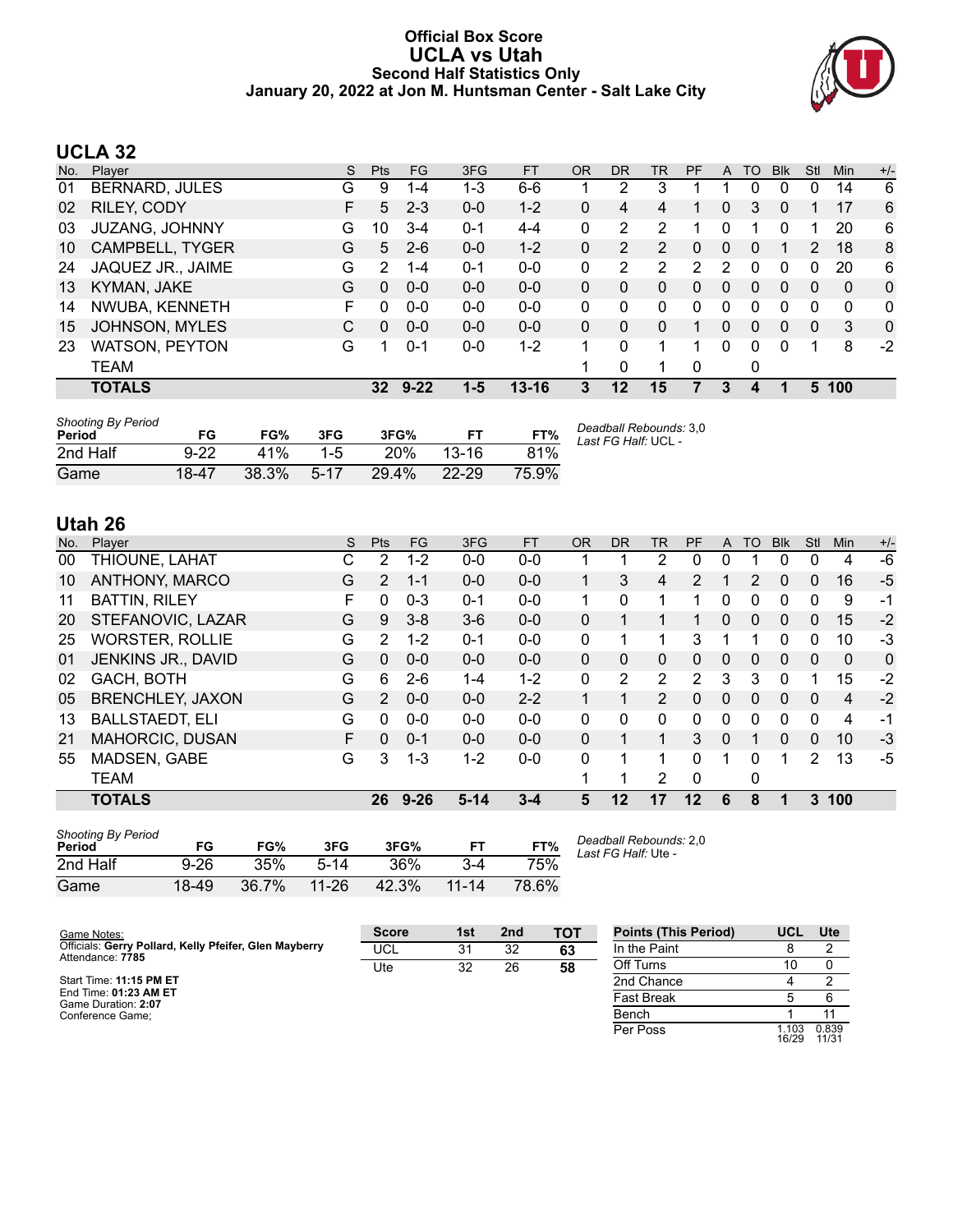# Official Box Score
## UCLA vs Utah
### Second Half Statistics Only
### January 20, 2022 at Jon M. Huntsman Center - Salt Lake City

## UCLA 32

| No. | Player | S | Pts | FG | 3FG | FT | OR | DR | TR | PF | A | TO | Blk | Stl | Min | +/- |
|---|---|---|---|---|---|---|---|---|---|---|---|---|---|---|---|---|
| 01 | BERNARD, JULES | G | 9 | 1-4 | 1-3 | 6-6 | 1 | 2 | 3 | 1 | 1 | 0 | 0 | 0 | 14 | 6 |
| 02 | RILEY, CODY | F | 5 | 2-3 | 0-0 | 1-2 | 0 | 4 | 4 | 1 | 0 | 3 | 0 | 1 | 17 | 6 |
| 03 | JUZANG, JOHNNY | G | 10 | 3-4 | 0-1 | 4-4 | 0 | 2 | 2 | 1 | 0 | 1 | 0 | 1 | 20 | 6 |
| 10 | CAMPBELL, TYGER | G | 5 | 2-6 | 0-0 | 1-2 | 0 | 2 | 2 | 0 | 0 | 0 | 1 | 2 | 18 | 8 |
| 24 | JAQUEZ JR., JAIME | G | 2 | 1-4 | 0-1 | 0-0 | 0 | 2 | 2 | 2 | 2 | 0 | 0 | 0 | 20 | 6 |
| 13 | KYMAN, JAKE | G | 0 | 0-0 | 0-0 | 0-0 | 0 | 0 | 0 | 0 | 0 | 0 | 0 | 0 | 0 | 0 |
| 14 | NWUBA, KENNETH | F | 0 | 0-0 | 0-0 | 0-0 | 0 | 0 | 0 | 0 | 0 | 0 | 0 | 0 | 0 | 0 |
| 15 | JOHNSON, MYLES | C | 0 | 0-0 | 0-0 | 0-0 | 0 | 0 | 0 | 1 | 0 | 0 | 0 | 0 | 3 | 0 |
| 23 | WATSON, PEYTON | G | 1 | 0-1 | 0-0 | 1-2 | 1 | 0 | 1 | 1 | 0 | 0 | 0 | 1 | 8 | -2 |
| | TEAM | | | | | | 1 | 0 | 1 | 0 | | 0 | | | | |
| | **TOTALS** | | **32** | **9-22** | **1-5** | **13-16** | **3** | **12** | **15** | **7** | **3** | **4** | **1** | **5** | **100** | |

*Shooting By Period*

| Period | FG | FG% | 3FG | 3FG% | FT | FT% |
|---|---|---|---|---|---|---|
| 2nd Half | 9-22 | 41% | 1-5 | 20% | 13-16 | 81% |
| Game | 18-47 | 38.3% | 5-17 | 29.4% | 22-29 | 75.9% |

*Deadball Rebounds:* 3,0
*Last FG Half:* UCL -

## Utah 26

| No. | Player | S | Pts | FG | 3FG | FT | OR | DR | TR | PF | A | TO | Blk | Stl | Min | +/- |
|---|---|---|---|---|---|---|---|---|---|---|---|---|---|---|---|---|
| 00 | THIOUNE, LAHAT | C | 2 | 1-2 | 0-0 | 0-0 | 1 | 1 | 2 | 0 | 0 | 1 | 0 | 0 | 4 | -6 |
| 10 | ANTHONY, MARCO | G | 2 | 1-1 | 0-0 | 0-0 | 1 | 3 | 4 | 2 | 1 | 2 | 0 | 0 | 16 | -5 |
| 11 | BATTIN, RILEY | F | 0 | 0-3 | 0-1 | 0-0 | 1 | 0 | 1 | 1 | 0 | 0 | 0 | 0 | 9 | -1 |
| 20 | STEFANOVIC, LAZAR | G | 9 | 3-8 | 3-6 | 0-0 | 0 | 1 | 1 | 1 | 0 | 0 | 0 | 0 | 15 | -2 |
| 25 | WORSTER, ROLLIE | G | 2 | 1-2 | 0-1 | 0-0 | 0 | 1 | 1 | 3 | 1 | 1 | 0 | 0 | 10 | -3 |
| 01 | JENKINS JR., DAVID | G | 0 | 0-0 | 0-0 | 0-0 | 0 | 0 | 0 | 0 | 0 | 0 | 0 | 0 | 0 | 0 |
| 02 | GACH, BOTH | G | 6 | 2-6 | 1-4 | 1-2 | 0 | 2 | 2 | 2 | 3 | 3 | 0 | 1 | 15 | -2 |
| 05 | BRENCHLEY, JAXON | G | 2 | 0-0 | 0-0 | 2-2 | 1 | 1 | 2 | 0 | 0 | 0 | 0 | 0 | 4 | -2 |
| 13 | BALLSTAEDT, ELI | G | 0 | 0-0 | 0-0 | 0-0 | 0 | 0 | 0 | 0 | 0 | 0 | 0 | 0 | 4 | -1 |
| 21 | MAHORCIC, DUSAN | F | 0 | 0-1 | 0-0 | 0-0 | 0 | 1 | 1 | 3 | 0 | 1 | 0 | 0 | 10 | -3 |
| 55 | MADSEN, GABE | G | 3 | 1-3 | 1-2 | 0-0 | 0 | 1 | 1 | 0 | 1 | 0 | 1 | 2 | 13 | -5 |
| | TEAM | | | | | | 1 | 1 | 2 | 0 | | 0 | | | | |
| | **TOTALS** | | **26** | **9-26** | **5-14** | **3-4** | **5** | **12** | **17** | **12** | **6** | **8** | **1** | **3** | **100** | |

*Shooting By Period*

| Period | FG | FG% | 3FG | 3FG% | FT | FT% |
|---|---|---|---|---|---|---|
| 2nd Half | 9-26 | 35% | 5-14 | 36% | 3-4 | 75% |
| Game | 18-49 | 36.7% | 11-26 | 42.3% | 11-14 | 78.6% |

*Deadball Rebounds:* 2,0
*Last FG Half:* Ute -

Game Notes:
Officials: **Gerry Pollard, Kelly Pfeifer, Glen Mayberry**
Attendance: **7785**

Start Time: **11:15 PM ET**
End Time: **01:23 AM ET**
Game Duration: **2:07**
Conference Game;

| Score | 1st | 2nd | TOT |
|---|---|---|---|
| UCL | 31 | 32 | **63** |
| Ute | 32 | 26 | **58** |

| Points (This Period) | UCL | Ute |
|---|---|---|
| In the Paint | 8 | 2 |
| Off Turns | 10 | 0 |
| 2nd Chance | 4 | 2 |
| Fast Break | 5 | 6 |
| Bench | 1 | 11 |
| Per Poss | 1.103 16/29 | 0.839 11/31 |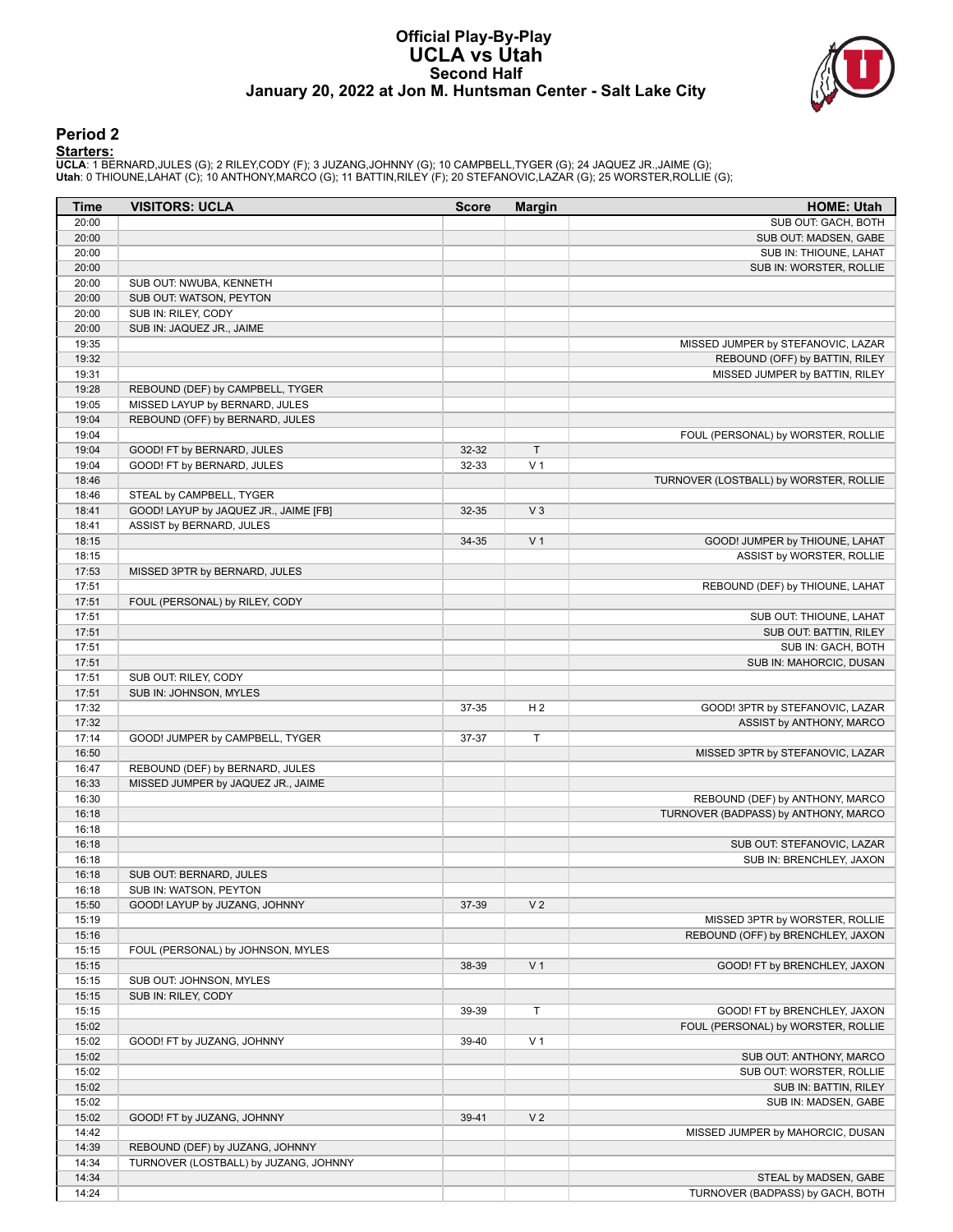# Official Play-By-Play
## UCLA vs Utah
### Second Half
### January 20, 2022 at Jon M. Huntsman Center - Salt Lake City

## Period 2

**Starters:**

**UCLA**: 1 BERNARD,JULES (G); 2 RILEY,CODY (F); 3 JUZANG,JOHNNY (G); 10 CAMPBELL,TYGER (G); 24 JAQUEZ JR.,JAIME (G);
**Utah**: 0 THIOUNE,LAHAT (C); 10 ANTHONY,MARCO (G); 11 BATTIN,RILEY (F); 20 STEFANOVIC,LAZAR (G); 25 WORSTER,ROLLIE (G);

| Time | VISITORS: UCLA | Score | Margin | HOME: Utah |
|---|---|---|---|---|
| 20:00 | | | | SUB OUT: GACH, BOTH |
| 20:00 | | | | SUB OUT: MADSEN, GABE |
| 20:00 | | | | SUB IN: THIOUNE, LAHAT |
| 20:00 | | | | SUB IN: WORSTER, ROLLIE |
| 20:00 | SUB OUT: NWUBA, KENNETH | | | |
| 20:00 | SUB OUT: WATSON, PEYTON | | | |
| 20:00 | SUB IN: RILEY, CODY | | | |
| 20:00 | SUB IN: JAQUEZ JR., JAIME | | | |
| 19:35 | | | | MISSED JUMPER by STEFANOVIC, LAZAR |
| 19:32 | | | | REBOUND (OFF) by BATTIN, RILEY |
| 19:31 | | | | MISSED JUMPER by BATTIN, RILEY |
| 19:28 | REBOUND (DEF) by CAMPBELL, TYGER | | | |
| 19:05 | MISSED LAYUP by BERNARD, JULES | | | |
| 19:04 | REBOUND (OFF) by BERNARD, JULES | | | |
| 19:04 | | | | FOUL (PERSONAL) by WORSTER, ROLLIE |
| 19:04 | GOOD! FT by BERNARD, JULES | 32-32 | T | |
| 19:04 | GOOD! FT by BERNARD, JULES | 32-33 | V 1 | |
| 18:46 | | | | TURNOVER (LOSTBALL) by WORSTER, ROLLIE |
| 18:46 | STEAL by CAMPBELL, TYGER | | | |
| 18:41 | GOOD! LAYUP by JAQUEZ JR., JAIME [FB] | 32-35 | V 3 | |
| 18:41 | ASSIST by BERNARD, JULES | | | |
| 18:15 | | 34-35 | V 1 | GOOD! JUMPER by THIOUNE, LAHAT |
| 18:15 | | | | ASSIST by WORSTER, ROLLIE |
| 17:53 | MISSED 3PTR by BERNARD, JULES | | | |
| 17:51 | | | | REBOUND (DEF) by THIOUNE, LAHAT |
| 17:51 | FOUL (PERSONAL) by RILEY, CODY | | | |
| 17:51 | | | | SUB OUT: THIOUNE, LAHAT |
| 17:51 | | | | SUB OUT: BATTIN, RILEY |
| 17:51 | | | | SUB IN: GACH, BOTH |
| 17:51 | | | | SUB IN: MAHORCIC, DUSAN |
| 17:51 | SUB OUT: RILEY, CODY | | | |
| 17:51 | SUB IN: JOHNSON, MYLES | | | |
| 17:32 | | 37-35 | H 2 | GOOD! 3PTR by STEFANOVIC, LAZAR |
| 17:32 | | | | ASSIST by ANTHONY, MARCO |
| 17:14 | GOOD! JUMPER by CAMPBELL, TYGER | 37-37 | T | |
| 16:50 | | | | MISSED 3PTR by STEFANOVIC, LAZAR |
| 16:47 | REBOUND (DEF) by BERNARD, JULES | | | |
| 16:33 | MISSED JUMPER by JAQUEZ JR., JAIME | | | |
| 16:30 | | | | REBOUND (DEF) by ANTHONY, MARCO |
| 16:18 | | | | TURNOVER (BADPASS) by ANTHONY, MARCO |
| 16:18 | | | | |
| 16:18 | | | | SUB OUT: STEFANOVIC, LAZAR |
| 16:18 | | | | SUB IN: BRENCHLEY, JAXON |
| 16:18 | SUB OUT: BERNARD, JULES | | | |
| 16:18 | SUB IN: WATSON, PEYTON | | | |
| 15:50 | GOOD! LAYUP by JUZANG, JOHNNY | 37-39 | V 2 | |
| 15:19 | | | | MISSED 3PTR by WORSTER, ROLLIE |
| 15:16 | | | | REBOUND (OFF) by BRENCHLEY, JAXON |
| 15:15 | FOUL (PERSONAL) by JOHNSON, MYLES | | | |
| 15:15 | | 38-39 | V 1 | GOOD! FT by BRENCHLEY, JAXON |
| 15:15 | SUB OUT: JOHNSON, MYLES | | | |
| 15:15 | SUB IN: RILEY, CODY | | | |
| 15:15 | | 39-39 | T | GOOD! FT by BRENCHLEY, JAXON |
| 15:02 | | | | FOUL (PERSONAL) by WORSTER, ROLLIE |
| 15:02 | GOOD! FT by JUZANG, JOHNNY | 39-40 | V 1 | |
| 15:02 | | | | SUB OUT: ANTHONY, MARCO |
| 15:02 | | | | SUB OUT: WORSTER, ROLLIE |
| 15:02 | | | | SUB IN: BATTIN, RILEY |
| 15:02 | | | | SUB IN: MADSEN, GABE |
| 15:02 | GOOD! FT by JUZANG, JOHNNY | 39-41 | V 2 | |
| 14:42 | | | | MISSED JUMPER by MAHORCIC, DUSAN |
| 14:39 | REBOUND (DEF) by JUZANG, JOHNNY | | | |
| 14:34 | TURNOVER (LOSTBALL) by JUZANG, JOHNNY | | | |
| 14:34 | | | | STEAL by MADSEN, GABE |
| 14:24 | | | | TURNOVER (BADPASS) by GACH, BOTH |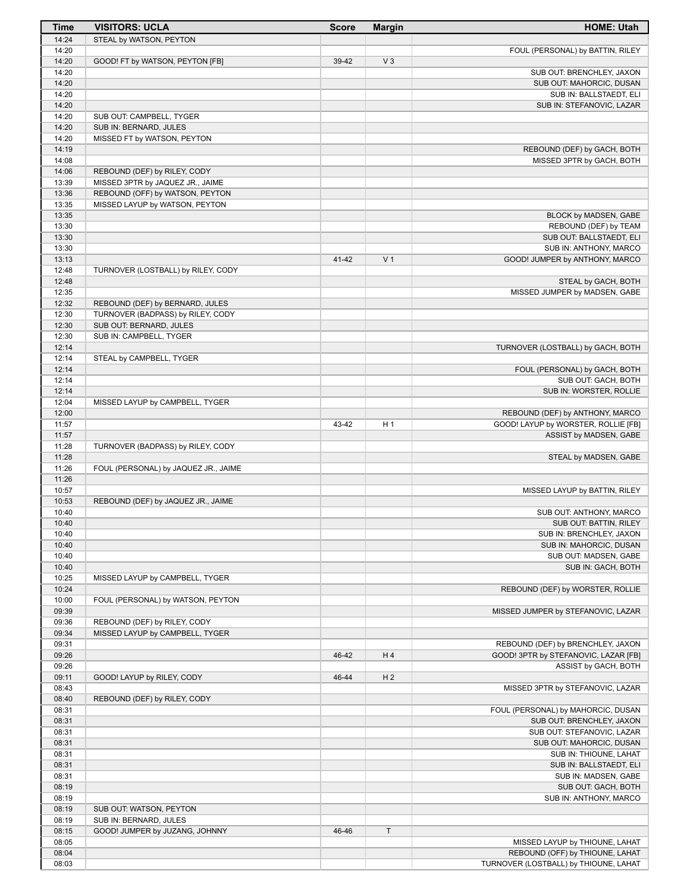| Time | VISITORS: UCLA | Score | Margin | HOME: Utah |
|---|---|---|---|---|
| 14:24 | STEAL by WATSON, PEYTON | | | |
| 14:20 | | | | FOUL (PERSONAL) by BATTIN, RILEY |
| 14:20 | GOOD! FT by WATSON, PEYTON [FB] | 39-42 | V 3 | |
| 14:20 | | | | SUB OUT: BRENCHLEY, JAXON |
| 14:20 | | | | SUB OUT: MAHORCIC, DUSAN |
| 14:20 | | | | SUB IN: BALLSTAEDT, ELI |
| 14:20 | | | | SUB IN: STEFANOVIC, LAZAR |
| 14:20 | SUB OUT: CAMPBELL, TYGER | | | |
| 14:20 | SUB IN: BERNARD, JULES | | | |
| 14:20 | MISSED FT by WATSON, PEYTON | | | |
| 14:19 | | | | REBOUND (DEF) by GACH, BOTH |
| 14:08 | | | | MISSED 3PTR by GACH, BOTH |
| 14:06 | REBOUND (DEF) by RILEY, CODY | | | |
| 13:39 | MISSED 3PTR by JAQUEZ JR., JAIME | | | |
| 13:36 | REBOUND (OFF) by WATSON, PEYTON | | | |
| 13:35 | MISSED LAYUP by WATSON, PEYTON | | | |
| 13:35 | | | | BLOCK by MADSEN, GABE |
| 13:30 | | | | REBOUND (DEF) by TEAM |
| 13:30 | | | | SUB OUT: BALLSTAEDT, ELI |
| 13:30 | | | | SUB IN: ANTHONY, MARCO |
| 13:13 | | 41-42 | V 1 | GOOD! JUMPER by ANTHONY, MARCO |
| 12:48 | TURNOVER (LOSTBALL) by RILEY, CODY | | | |
| 12:48 | | | | STEAL by GACH, BOTH |
| 12:35 | | | | MISSED JUMPER by MADSEN, GABE |
| 12:32 | REBOUND (DEF) by BERNARD, JULES | | | |
| 12:30 | TURNOVER (BADPASS) by RILEY, CODY | | | |
| 12:30 | SUB OUT: BERNARD, JULES | | | |
| 12:30 | SUB IN: CAMPBELL, TYGER | | | |
| 12:14 | | | | TURNOVER (LOSTBALL) by GACH, BOTH |
| 12:14 | STEAL by CAMPBELL, TYGER | | | |
| 12:14 | | | | FOUL (PERSONAL) by GACH, BOTH |
| 12:14 | | | | SUB OUT: GACH, BOTH |
| 12:14 | | | | SUB IN: WORSTER, ROLLIE |
| 12:04 | MISSED LAYUP by CAMPBELL, TYGER | | | |
| 12:00 | | | | REBOUND (DEF) by ANTHONY, MARCO |
| 11:57 | | 43-42 | H 1 | GOOD! LAYUP by WORSTER, ROLLIE [FB] |
| 11:57 | | | | ASSIST by MADSEN, GABE |
| 11:28 | TURNOVER (BADPASS) by RILEY, CODY | | | |
| 11:28 | | | | STEAL by MADSEN, GABE |
| 11:26 | FOUL (PERSONAL) by JAQUEZ JR., JAIME | | | |
| 11:26 | | | | |
| 10:57 | | | | MISSED LAYUP by BATTIN, RILEY |
| 10:53 | REBOUND (DEF) by JAQUEZ JR., JAIME | | | |
| 10:40 | | | | SUB OUT: ANTHONY, MARCO |
| 10:40 | | | | SUB OUT: BATTIN, RILEY |
| 10:40 | | | | SUB IN: BRENCHLEY, JAXON |
| 10:40 | | | | SUB IN: MAHORCIC, DUSAN |
| 10:40 | | | | SUB OUT: MADSEN, GABE |
| 10:40 | | | | SUB IN: GACH, BOTH |
| 10:25 | MISSED LAYUP by CAMPBELL, TYGER | | | |
| 10:24 | | | | REBOUND (DEF) by WORSTER, ROLLIE |
| 10:00 | FOUL (PERSONAL) by WATSON, PEYTON | | | |
| 09:39 | | | | MISSED JUMPER by STEFANOVIC, LAZAR |
| 09:36 | REBOUND (DEF) by RILEY, CODY | | | |
| 09:34 | MISSED LAYUP by CAMPBELL, TYGER | | | |
| 09:31 | | | | REBOUND (DEF) by BRENCHLEY, JAXON |
| 09:26 | | 46-42 | H 4 | GOOD! 3PTR by STEFANOVIC, LAZAR [FB] |
| 09:26 | | | | ASSIST by GACH, BOTH |
| 09:11 | GOOD! LAYUP by RILEY, CODY | 46-44 | H 2 | |
| 08:43 | | | | MISSED 3PTR by STEFANOVIC, LAZAR |
| 08:40 | REBOUND (DEF) by RILEY, CODY | | | |
| 08:31 | | | | FOUL (PERSONAL) by MAHORCIC, DUSAN |
| 08:31 | | | | SUB OUT: BRENCHLEY, JAXON |
| 08:31 | | | | SUB OUT: STEFANOVIC, LAZAR |
| 08:31 | | | | SUB OUT: MAHORCIC, DUSAN |
| 08:31 | | | | SUB IN: THIOUNE, LAHAT |
| 08:31 | | | | SUB IN: BALLSTAEDT, ELI |
| 08:31 | | | | SUB IN: MADSEN, GABE |
| 08:19 | | | | SUB OUT: GACH, BOTH |
| 08:19 | | | | SUB IN: ANTHONY, MARCO |
| 08:19 | SUB OUT: WATSON, PEYTON | | | |
| 08:19 | SUB IN: BERNARD, JULES | | | |
| 08:15 | GOOD! JUMPER by JUZANG, JOHNNY | 46-46 | T | |
| 08:05 | | | | MISSED LAYUP by THIOUNE, LAHAT |
| 08:04 | | | | REBOUND (OFF) by THIOUNE, LAHAT |
| 08:03 | | | | TURNOVER (LOSTBALL) by THIOUNE, LAHAT |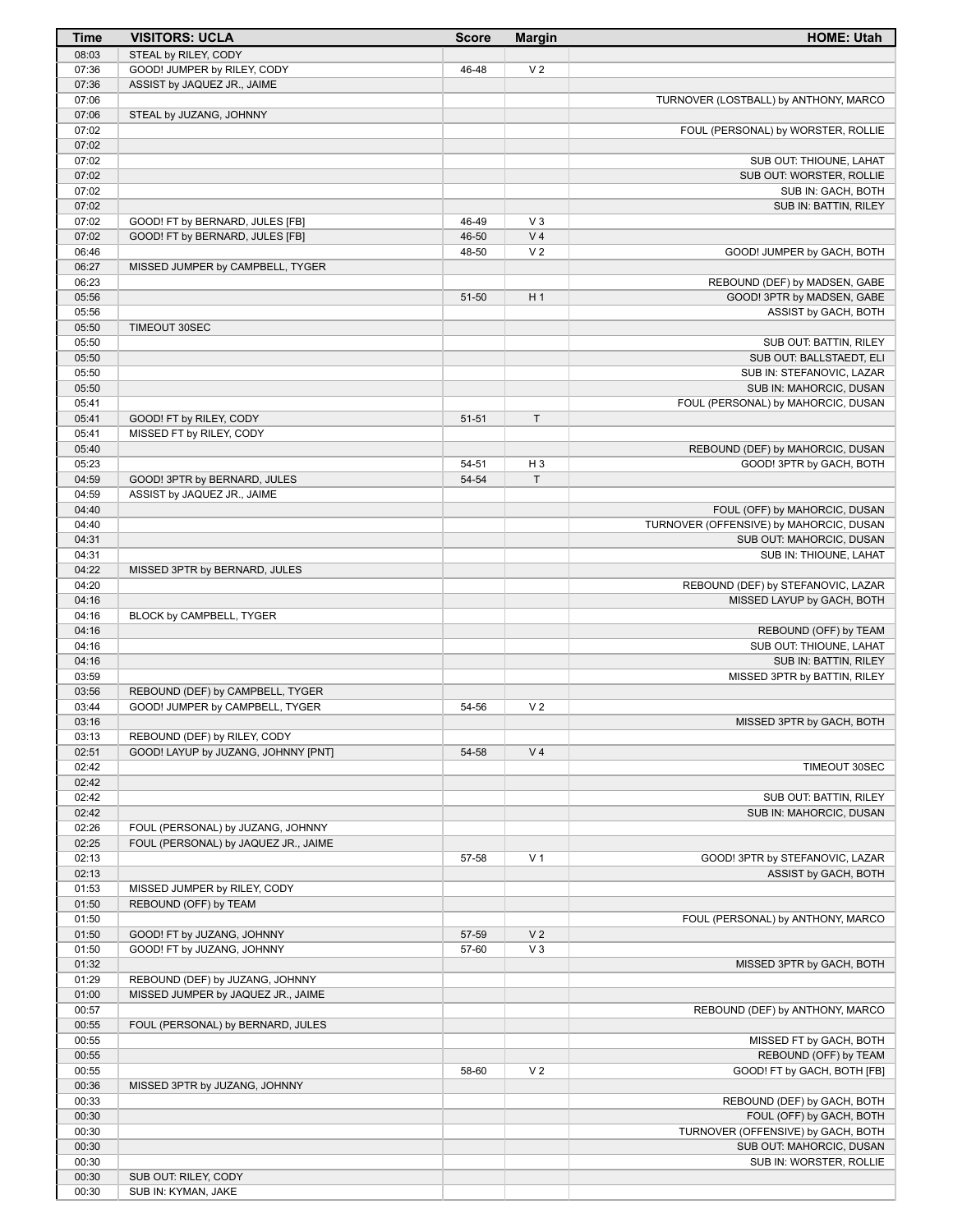| Time | VISITORS: UCLA | Score | Margin | HOME: Utah |
|---|---|---|---|---|
| 08:03 | STEAL by RILEY, CODY | | | |
| 07:36 | GOOD! JUMPER by RILEY, CODY | 46-48 | V 2 | |
| 07:36 | ASSIST by JAQUEZ JR., JAIME | | | |
| 07:06 | | | | TURNOVER (LOSTBALL) by ANTHONY, MARCO |
| 07:06 | STEAL by JUZANG, JOHNNY | | | |
| 07:02 | | | | FOUL (PERSONAL) by WORSTER, ROLLIE |
| 07:02 | | | | |
| 07:02 | | | | SUB OUT: THIOUNE, LAHAT |
| 07:02 | | | | SUB OUT: WORSTER, ROLLIE |
| 07:02 | | | | SUB IN: GACH, BOTH |
| 07:02 | | | | SUB IN: BATTIN, RILEY |
| 07:02 | GOOD! FT by BERNARD, JULES [FB] | 46-49 | V 3 | |
| 07:02 | GOOD! FT by BERNARD, JULES [FB] | 46-50 | V 4 | |
| 06:46 | | 48-50 | V 2 | GOOD! JUMPER by GACH, BOTH |
| 06:27 | MISSED JUMPER by CAMPBELL, TYGER | | | |
| 06:23 | | | | REBOUND (DEF) by MADSEN, GABE |
| 05:56 | | 51-50 | H 1 | GOOD! 3PTR by MADSEN, GABE |
| 05:56 | | | | ASSIST by GACH, BOTH |
| 05:50 | TIMEOUT 30SEC | | | |
| 05:50 | | | | SUB OUT: BATTIN, RILEY |
| 05:50 | | | | SUB OUT: BALLSTAEDT, ELI |
| 05:50 | | | | SUB IN: STEFANOVIC, LAZAR |
| 05:50 | | | | SUB IN: MAHORCIC, DUSAN |
| 05:41 | | | | FOUL (PERSONAL) by MAHORCIC, DUSAN |
| 05:41 | GOOD! FT by RILEY, CODY | 51-51 | T | |
| 05:41 | MISSED FT by RILEY, CODY | | | |
| 05:40 | | | | REBOUND (DEF) by MAHORCIC, DUSAN |
| 05:23 | | 54-51 | H 3 | GOOD! 3PTR by GACH, BOTH |
| 04:59 | GOOD! 3PTR by BERNARD, JULES | 54-54 | T | |
| 04:59 | ASSIST by JAQUEZ JR., JAIME | | | |
| 04:40 | | | | FOUL (OFF) by MAHORCIC, DUSAN |
| 04:40 | | | | TURNOVER (OFFENSIVE) by MAHORCIC, DUSAN |
| 04:31 | | | | SUB OUT: MAHORCIC, DUSAN |
| 04:31 | | | | SUB IN: THIOUNE, LAHAT |
| 04:22 | MISSED 3PTR by BERNARD, JULES | | | |
| 04:20 | | | | REBOUND (DEF) by STEFANOVIC, LAZAR |
| 04:16 | | | | MISSED LAYUP by GACH, BOTH |
| 04:16 | BLOCK by CAMPBELL, TYGER | | | |
| 04:16 | | | | REBOUND (OFF) by TEAM |
| 04:16 | | | | SUB OUT: THIOUNE, LAHAT |
| 04:16 | | | | SUB IN: BATTIN, RILEY |
| 03:59 | | | | MISSED 3PTR by BATTIN, RILEY |
| 03:56 | REBOUND (DEF) by CAMPBELL, TYGER | | | |
| 03:44 | GOOD! JUMPER by CAMPBELL, TYGER | 54-56 | V 2 | |
| 03:16 | | | | MISSED 3PTR by GACH, BOTH |
| 03:13 | REBOUND (DEF) by RILEY, CODY | | | |
| 02:51 | GOOD! LAYUP by JUZANG, JOHNNY [PNT] | 54-58 | V 4 | |
| 02:42 | | | | TIMEOUT 30SEC |
| 02:42 | | | | |
| 02:42 | | | | SUB OUT: BATTIN, RILEY |
| 02:42 | | | | SUB IN: MAHORCIC, DUSAN |
| 02:26 | FOUL (PERSONAL) by JUZANG, JOHNNY | | | |
| 02:25 | FOUL (PERSONAL) by JAQUEZ JR., JAIME | | | |
| 02:13 | | 57-58 | V 1 | GOOD! 3PTR by STEFANOVIC, LAZAR |
| 02:13 | | | | ASSIST by GACH, BOTH |
| 01:53 | MISSED JUMPER by RILEY, CODY | | | |
| 01:50 | REBOUND (OFF) by TEAM | | | |
| 01:50 | | | | FOUL (PERSONAL) by ANTHONY, MARCO |
| 01:50 | GOOD! FT by JUZANG, JOHNNY | 57-59 | V 2 | |
| 01:50 | GOOD! FT by JUZANG, JOHNNY | 57-60 | V 3 | |
| 01:32 | | | | MISSED 3PTR by GACH, BOTH |
| 01:29 | REBOUND (DEF) by JUZANG, JOHNNY | | | |
| 01:00 | MISSED JUMPER by JAQUEZ JR., JAIME | | | |
| 00:57 | | | | REBOUND (DEF) by ANTHONY, MARCO |
| 00:55 | FOUL (PERSONAL) by BERNARD, JULES | | | |
| 00:55 | | | | MISSED FT by GACH, BOTH |
| 00:55 | | | | REBOUND (OFF) by TEAM |
| 00:55 | | 58-60 | V 2 | GOOD! FT by GACH, BOTH [FB] |
| 00:36 | MISSED 3PTR by JUZANG, JOHNNY | | | |
| 00:33 | | | | REBOUND (DEF) by GACH, BOTH |
| 00:30 | | | | FOUL (OFF) by GACH, BOTH |
| 00:30 | | | | TURNOVER (OFFENSIVE) by GACH, BOTH |
| 00:30 | | | | SUB OUT: MAHORCIC, DUSAN |
| 00:30 | | | | SUB IN: WORSTER, ROLLIE |
| 00:30 | SUB OUT: RILEY, CODY | | | |
| 00:30 | SUB IN: KYMAN, JAKE | | | |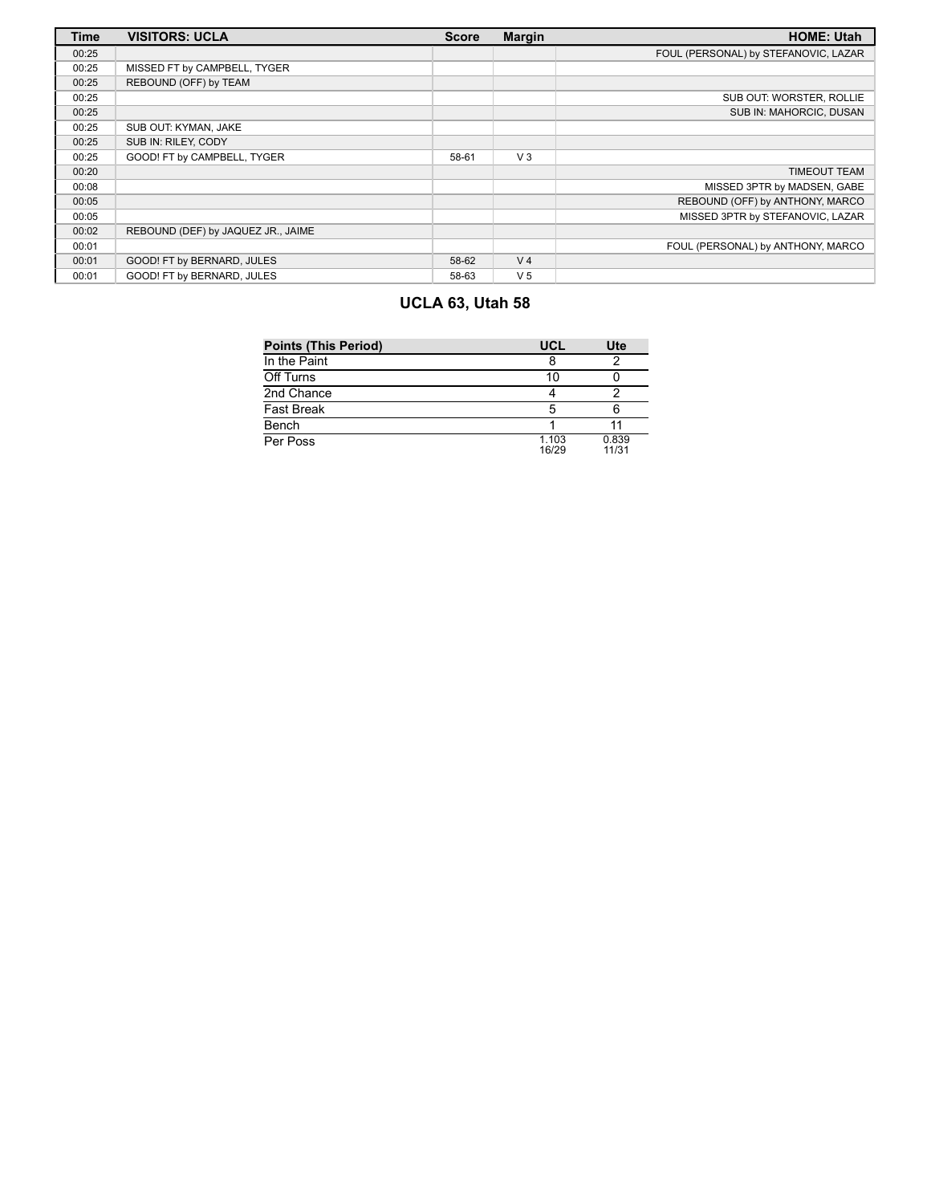| Time | VISITORS: UCLA | Score | Margin | HOME: Utah |
|---|---|---|---|---|
| 00:25 | | | | FOUL (PERSONAL) by STEFANOVIC, LAZAR |
| 00:25 | MISSED FT by CAMPBELL, TYGER | | | |
| 00:25 | REBOUND (OFF) by TEAM | | | |
| 00:25 | | | | SUB OUT: WORSTER, ROLLIE |
| 00:25 | | | | SUB IN: MAHORCIC, DUSAN |
| 00:25 | SUB OUT: KYMAN, JAKE | | | |
| 00:25 | SUB IN: RILEY, CODY | | | |
| 00:25 | GOOD! FT by CAMPBELL, TYGER | 58-61 | V 3 | |
| 00:20 | | | | TIMEOUT TEAM |
| 00:08 | | | | MISSED 3PTR by MADSEN, GABE |
| 00:05 | | | | REBOUND (OFF) by ANTHONY, MARCO |
| 00:05 | | | | MISSED 3PTR by STEFANOVIC, LAZAR |
| 00:02 | REBOUND (DEF) by JAQUEZ JR., JAIME | | | |
| 00:01 | | | | FOUL (PERSONAL) by ANTHONY, MARCO |
| 00:01 | GOOD! FT by BERNARD, JULES | 58-62 | V 4 | |
| 00:01 | GOOD! FT by BERNARD, JULES | 58-63 | V 5 | |

## UCLA 63, Utah 58

| Points (This Period) | UCL | Ute |
|---|---|---|
| In the Paint | 8 | 2 |
| Off Turns | 10 | 0 |
| 2nd Chance | 4 | 2 |
| Fast Break | 5 | 6 |
| Bench | 1 | 11 |
| Per Poss | 1.103 16/29 | 0.839 11/31 |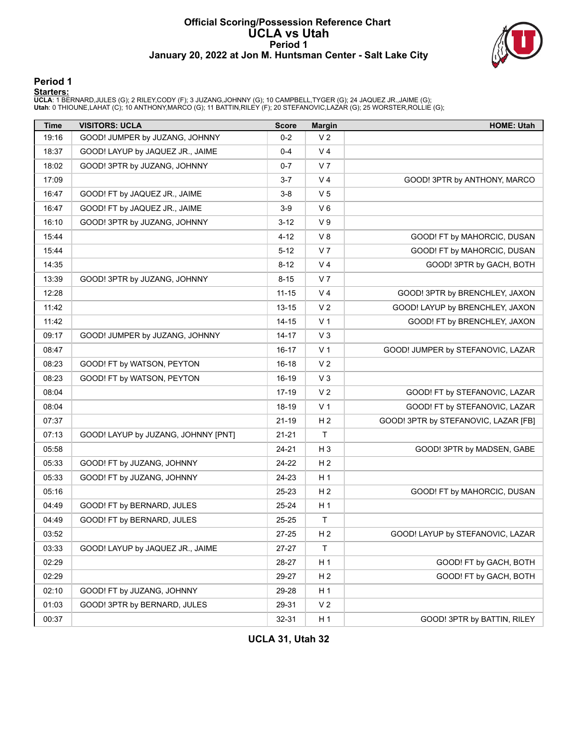# Official Scoring/Possession Reference Chart
## UCLA vs Utah
### Period 1
### January 20, 2022 at Jon M. Huntsman Center - Salt Lake City

## Period 1

**Starters:**

**UCLA**: 1 BERNARD,JULES (G); 2 RILEY,CODY (F); 3 JUZANG,JOHNNY (G); 10 CAMPBELL,TYGER (G); 24 JAQUEZ JR.,JAIME (G);
**Utah**: 0 THIOUNE,LAHAT (C); 10 ANTHONY,MARCO (G); 11 BATTIN,RILEY (F); 20 STEFANOVIC,LAZAR (G); 25 WORSTER,ROLLIE (G);

| Time | VISITORS: UCLA | Score | Margin | HOME: Utah |
|---|---|---|---|---|
| 19:16 | GOOD! JUMPER by JUZANG, JOHNNY | 0-2 | V 2 | |
| 18:37 | GOOD! LAYUP by JAQUEZ JR., JAIME | 0-4 | V 4 | |
| 18:02 | GOOD! 3PTR by JUZANG, JOHNNY | 0-7 | V 7 | |
| 17:09 | | 3-7 | V 4 | GOOD! 3PTR by ANTHONY, MARCO |
| 16:47 | GOOD! FT by JAQUEZ JR., JAIME | 3-8 | V 5 | |
| 16:47 | GOOD! FT by JAQUEZ JR., JAIME | 3-9 | V 6 | |
| 16:10 | GOOD! 3PTR by JUZANG, JOHNNY | 3-12 | V 9 | |
| 15:44 | | 4-12 | V 8 | GOOD! FT by MAHORCIC, DUSAN |
| 15:44 | | 5-12 | V 7 | GOOD! FT by MAHORCIC, DUSAN |
| 14:35 | | 8-12 | V 4 | GOOD! 3PTR by GACH, BOTH |
| 13:39 | GOOD! 3PTR by JUZANG, JOHNNY | 8-15 | V 7 | |
| 12:28 | | 11-15 | V 4 | GOOD! 3PTR by BRENCHLEY, JAXON |
| 11:42 | | 13-15 | V 2 | GOOD! LAYUP by BRENCHLEY, JAXON |
| 11:42 | | 14-15 | V 1 | GOOD! FT by BRENCHLEY, JAXON |
| 09:17 | GOOD! JUMPER by JUZANG, JOHNNY | 14-17 | V 3 | |
| 08:47 | | 16-17 | V 1 | GOOD! JUMPER by STEFANOVIC, LAZAR |
| 08:23 | GOOD! FT by WATSON, PEYTON | 16-18 | V 2 | |
| 08:23 | GOOD! FT by WATSON, PEYTON | 16-19 | V 3 | |
| 08:04 | | 17-19 | V 2 | GOOD! FT by STEFANOVIC, LAZAR |
| 08:04 | | 18-19 | V 1 | GOOD! FT by STEFANOVIC, LAZAR |
| 07:37 | | 21-19 | H 2 | GOOD! 3PTR by STEFANOVIC, LAZAR [FB] |
| 07:13 | GOOD! LAYUP by JUZANG, JOHNNY [PNT] | 21-21 | T | |
| 05:58 | | 24-21 | H 3 | GOOD! 3PTR by MADSEN, GABE |
| 05:33 | GOOD! FT by JUZANG, JOHNNY | 24-22 | H 2 | |
| 05:33 | GOOD! FT by JUZANG, JOHNNY | 24-23 | H 1 | |
| 05:16 | | 25-23 | H 2 | GOOD! FT by MAHORCIC, DUSAN |
| 04:49 | GOOD! FT by BERNARD, JULES | 25-24 | H 1 | |
| 04:49 | GOOD! FT by BERNARD, JULES | 25-25 | T | |
| 03:52 | | 27-25 | H 2 | GOOD! LAYUP by STEFANOVIC, LAZAR |
| 03:33 | GOOD! LAYUP by JAQUEZ JR., JAIME | 27-27 | T | |
| 02:29 | | 28-27 | H 1 | GOOD! FT by GACH, BOTH |
| 02:29 | | 29-27 | H 2 | GOOD! FT by GACH, BOTH |
| 02:10 | GOOD! FT by JUZANG, JOHNNY | 29-28 | H 1 | |
| 01:03 | GOOD! 3PTR by BERNARD, JULES | 29-31 | V 2 | |
| 00:37 | | 32-31 | H 1 | GOOD! 3PTR by BATTIN, RILEY |

**UCLA 31, Utah 32**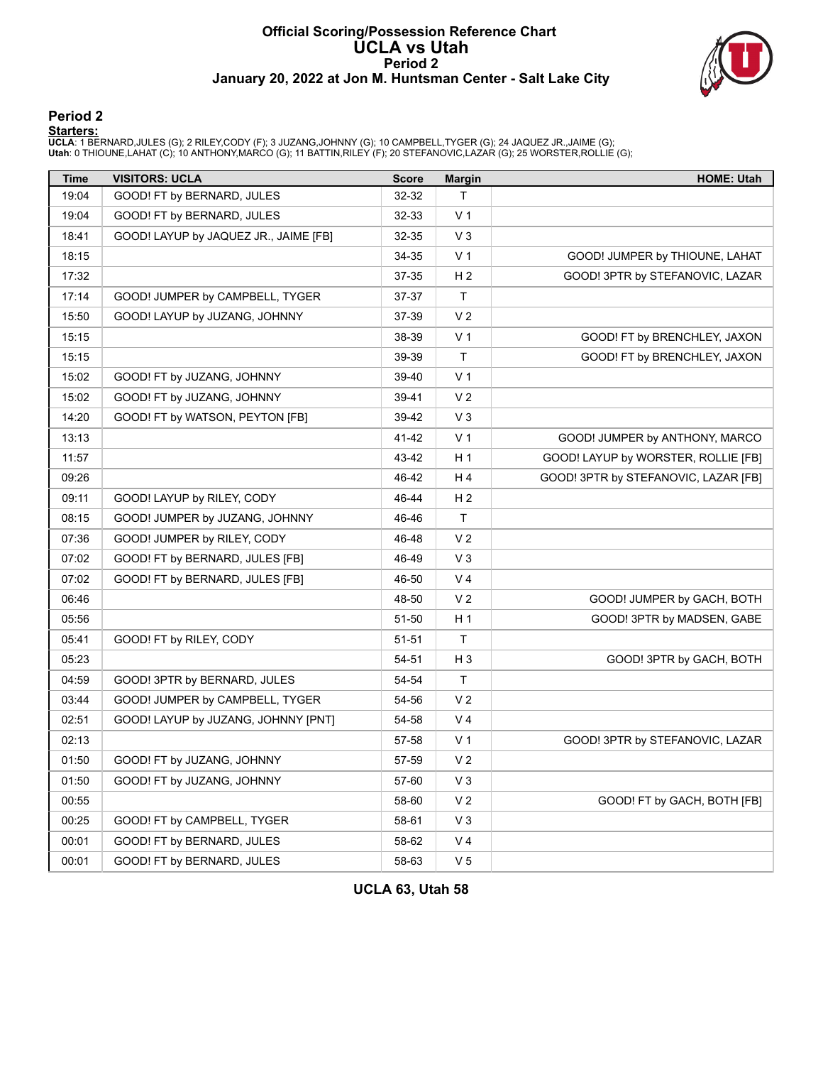# Official Scoring/Possession Reference Chart
# UCLA vs Utah
## Period 2
## January 20, 2022 at Jon M. Huntsman Center - Salt Lake City

## Period 2

**Starters:**

**UCLA**: 1 BERNARD,JULES (G); 2 RILEY,CODY (F); 3 JUZANG,JOHNNY (G); 10 CAMPBELL,TYGER (G); 24 JAQUEZ JR.,JAIME (G);
**Utah**: 0 THIOUNE,LAHAT (C); 10 ANTHONY,MARCO (G); 11 BATTIN,RILEY (F); 20 STEFANOVIC,LAZAR (G); 25 WORSTER,ROLLIE (G);

| Time | VISITORS: UCLA | Score | Margin | HOME: Utah |
|---|---|---|---|---|
| 19:04 | GOOD! FT by BERNARD, JULES | 32-32 | T | |
| 19:04 | GOOD! FT by BERNARD, JULES | 32-33 | V 1 | |
| 18:41 | GOOD! LAYUP by JAQUEZ JR., JAIME [FB] | 32-35 | V 3 | |
| 18:15 | | 34-35 | V 1 | GOOD! JUMPER by THIOUNE, LAHAT |
| 17:32 | | 37-35 | H 2 | GOOD! 3PTR by STEFANOVIC, LAZAR |
| 17:14 | GOOD! JUMPER by CAMPBELL, TYGER | 37-37 | T | |
| 15:50 | GOOD! LAYUP by JUZANG, JOHNNY | 37-39 | V 2 | |
| 15:15 | | 38-39 | V 1 | GOOD! FT by BRENCHLEY, JAXON |
| 15:15 | | 39-39 | T | GOOD! FT by BRENCHLEY, JAXON |
| 15:02 | GOOD! FT by JUZANG, JOHNNY | 39-40 | V 1 | |
| 15:02 | GOOD! FT by JUZANG, JOHNNY | 39-41 | V 2 | |
| 14:20 | GOOD! FT by WATSON, PEYTON [FB] | 39-42 | V 3 | |
| 13:13 | | 41-42 | V 1 | GOOD! JUMPER by ANTHONY, MARCO |
| 11:57 | | 43-42 | H 1 | GOOD! LAYUP by WORSTER, ROLLIE [FB] |
| 09:26 | | 46-42 | H 4 | GOOD! 3PTR by STEFANOVIC, LAZAR [FB] |
| 09:11 | GOOD! LAYUP by RILEY, CODY | 46-44 | H 2 | |
| 08:15 | GOOD! JUMPER by JUZANG, JOHNNY | 46-46 | T | |
| 07:36 | GOOD! JUMPER by RILEY, CODY | 46-48 | V 2 | |
| 07:02 | GOOD! FT by BERNARD, JULES [FB] | 46-49 | V 3 | |
| 07:02 | GOOD! FT by BERNARD, JULES [FB] | 46-50 | V 4 | |
| 06:46 | | 48-50 | V 2 | GOOD! JUMPER by GACH, BOTH |
| 05:56 | | 51-50 | H 1 | GOOD! 3PTR by MADSEN, GABE |
| 05:41 | GOOD! FT by RILEY, CODY | 51-51 | T | |
| 05:23 | | 54-51 | H 3 | GOOD! 3PTR by GACH, BOTH |
| 04:59 | GOOD! 3PTR by BERNARD, JULES | 54-54 | T | |
| 03:44 | GOOD! JUMPER by CAMPBELL, TYGER | 54-56 | V 2 | |
| 02:51 | GOOD! LAYUP by JUZANG, JOHNNY [PNT] | 54-58 | V 4 | |
| 02:13 | | 57-58 | V 1 | GOOD! 3PTR by STEFANOVIC, LAZAR |
| 01:50 | GOOD! FT by JUZANG, JOHNNY | 57-59 | V 2 | |
| 01:50 | GOOD! FT by JUZANG, JOHNNY | 57-60 | V 3 | |
| 00:55 | | 58-60 | V 2 | GOOD! FT by GACH, BOTH [FB] |
| 00:25 | GOOD! FT by CAMPBELL, TYGER | 58-61 | V 3 | |
| 00:01 | GOOD! FT by BERNARD, JULES | 58-62 | V 4 | |
| 00:01 | GOOD! FT by BERNARD, JULES | 58-63 | V 5 | |

**UCLA 63, Utah 58**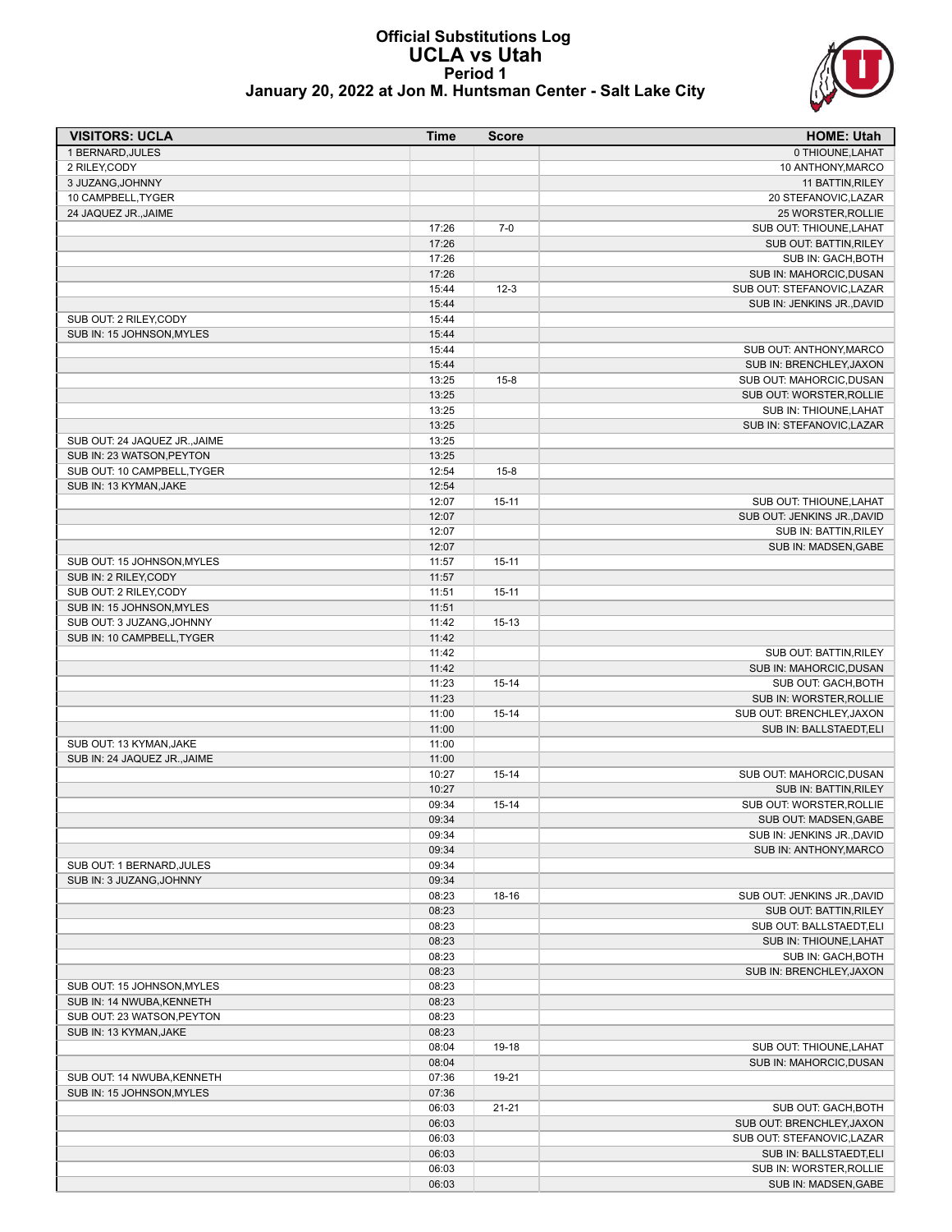# Official Substitutions Log
## UCLA vs Utah
### Period 1
### January 20, 2022 at Jon M. Huntsman Center - Salt Lake City

| VISITORS: UCLA | Time | Score | HOME: Utah |
|---|---|---|---|
| 1 BERNARD,JULES | | | 0 THIOUNE,LAHAT |
| 2 RILEY,CODY | | | 10 ANTHONY,MARCO |
| 3 JUZANG,JOHNNY | | | 11 BATTIN,RILEY |
| 10 CAMPBELL,TYGER | | | 20 STEFANOVIC,LAZAR |
| 24 JAQUEZ JR.,JAIME | | | 25 WORSTER,ROLLIE |
| | 17:26 | 7-0 | SUB OUT: THIOUNE,LAHAT |
| | 17:26 | | SUB OUT: BATTIN,RILEY |
| | 17:26 | | SUB IN: GACH,BOTH |
| | 17:26 | | SUB IN: MAHORCIC,DUSAN |
| | 15:44 | 12-3 | SUB OUT: STEFANOVIC,LAZAR |
| | 15:44 | | SUB IN: JENKINS JR.,DAVID |
| SUB OUT: 2 RILEY,CODY | 15:44 | | |
| SUB IN: 15 JOHNSON,MYLES | 15:44 | | |
| | 15:44 | | SUB OUT: ANTHONY,MARCO |
| | 15:44 | | SUB IN: BRENCHLEY,JAXON |
| | 13:25 | 15-8 | SUB OUT: MAHORCIC,DUSAN |
| | 13:25 | | SUB OUT: WORSTER,ROLLIE |
| | 13:25 | | SUB IN: THIOUNE,LAHAT |
| | 13:25 | | SUB IN: STEFANOVIC,LAZAR |
| SUB OUT: 24 JAQUEZ JR.,JAIME | 13:25 | | |
| SUB IN: 23 WATSON,PEYTON | 13:25 | | |
| SUB OUT: 10 CAMPBELL,TYGER | 12:54 | 15-8 | |
| SUB IN: 13 KYMAN,JAKE | 12:54 | | |
| | 12:07 | 15-11 | SUB OUT: THIOUNE,LAHAT |
| | 12:07 | | SUB OUT: JENKINS JR.,DAVID |
| | 12:07 | | SUB IN: BATTIN,RILEY |
| | 12:07 | | SUB IN: MADSEN,GABE |
| SUB OUT: 15 JOHNSON,MYLES | 11:57 | 15-11 | |
| SUB IN: 2 RILEY,CODY | 11:57 | | |
| SUB OUT: 2 RILEY,CODY | 11:51 | 15-11 | |
| SUB IN: 15 JOHNSON,MYLES | 11:51 | | |
| SUB OUT: 3 JUZANG,JOHNNY | 11:42 | 15-13 | |
| SUB IN: 10 CAMPBELL,TYGER | 11:42 | | |
| | 11:42 | | SUB OUT: BATTIN,RILEY |
| | 11:42 | | SUB IN: MAHORCIC,DUSAN |
| | 11:23 | 15-14 | SUB OUT: GACH,BOTH |
| | 11:23 | | SUB IN: WORSTER,ROLLIE |
| | 11:00 | 15-14 | SUB OUT: BRENCHLEY,JAXON |
| | 11:00 | | SUB IN: BALLSTAEDT,ELI |
| SUB OUT: 13 KYMAN,JAKE | 11:00 | | |
| SUB IN: 24 JAQUEZ JR.,JAIME | 11:00 | | |
| | 10:27 | 15-14 | SUB OUT: MAHORCIC,DUSAN |
| | 10:27 | | SUB IN: BATTIN,RILEY |
| | 09:34 | 15-14 | SUB OUT: WORSTER,ROLLIE |
| | 09:34 | | SUB OUT: MADSEN,GABE |
| | 09:34 | | SUB IN: JENKINS JR.,DAVID |
| | 09:34 | | SUB IN: ANTHONY,MARCO |
| SUB OUT: 1 BERNARD,JULES | 09:34 | | |
| SUB IN: 3 JUZANG,JOHNNY | 09:34 | | |
| | 08:23 | 18-16 | SUB OUT: JENKINS JR.,DAVID |
| | 08:23 | | SUB OUT: BATTIN,RILEY |
| | 08:23 | | SUB OUT: BALLSTAEDT,ELI |
| | 08:23 | | SUB IN: THIOUNE,LAHAT |
| | 08:23 | | SUB IN: GACH,BOTH |
| | 08:23 | | SUB IN: BRENCHLEY,JAXON |
| SUB OUT: 15 JOHNSON,MYLES | 08:23 | | |
| SUB IN: 14 NWUBA,KENNETH | 08:23 | | |
| SUB OUT: 23 WATSON,PEYTON | 08:23 | | |
| SUB IN: 13 KYMAN,JAKE | 08:23 | | |
| | 08:04 | 19-18 | SUB OUT: THIOUNE,LAHAT |
| | 08:04 | | SUB IN: MAHORCIC,DUSAN |
| SUB OUT: 14 NWUBA,KENNETH | 07:36 | 19-21 | |
| SUB IN: 15 JOHNSON,MYLES | 07:36 | | |
| | 06:03 | 21-21 | SUB OUT: GACH,BOTH |
| | 06:03 | | SUB OUT: BRENCHLEY,JAXON |
| | 06:03 | | SUB OUT: STEFANOVIC,LAZAR |
| | 06:03 | | SUB IN: BALLSTAEDT,ELI |
| | 06:03 | | SUB IN: WORSTER,ROLLIE |
| | 06:03 | | SUB IN: MADSEN,GABE |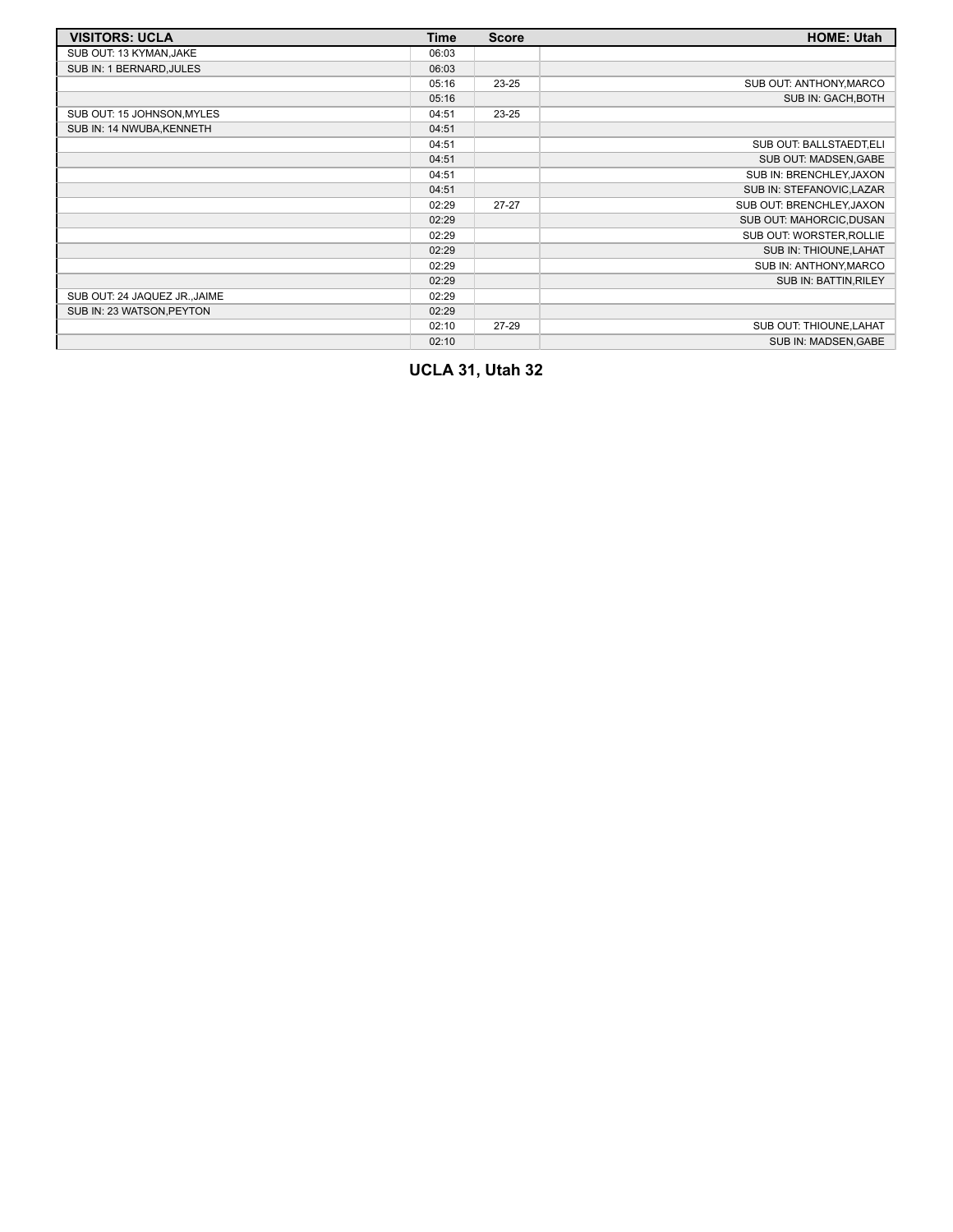| VISITORS: UCLA | Time | Score | HOME: Utah |
|---|---|---|---|
| SUB OUT: 13 KYMAN,JAKE | 06:03 | | |
| SUB IN: 1 BERNARD,JULES | 06:03 | | |
| | 05:16 | 23-25 | SUB OUT: ANTHONY,MARCO |
| | 05:16 | | SUB IN: GACH,BOTH |
| SUB OUT: 15 JOHNSON,MYLES | 04:51 | 23-25 | |
| SUB IN: 14 NWUBA,KENNETH | 04:51 | | |
| | 04:51 | | SUB OUT: BALLSTAEDT,ELI |
| | 04:51 | | SUB OUT: MADSEN,GABE |
| | 04:51 | | SUB IN: BRENCHLEY,JAXON |
| | 04:51 | | SUB IN: STEFANOVIC,LAZAR |
| | 02:29 | 27-27 | SUB OUT: BRENCHLEY,JAXON |
| | 02:29 | | SUB OUT: MAHORCIC,DUSAN |
| | 02:29 | | SUB OUT: WORSTER,ROLLIE |
| | 02:29 | | SUB IN: THIOUNE,LAHAT |
| | 02:29 | | SUB IN: ANTHONY,MARCO |
| | 02:29 | | SUB IN: BATTIN,RILEY |
| SUB OUT: 24 JAQUEZ JR.,JAIME | 02:29 | | |
| SUB IN: 23 WATSON,PEYTON | 02:29 | | |
| | 02:10 | 27-29 | SUB OUT: THIOUNE,LAHAT |
| | 02:10 | | SUB IN: MADSEN,GABE |

**UCLA 31, Utah 32**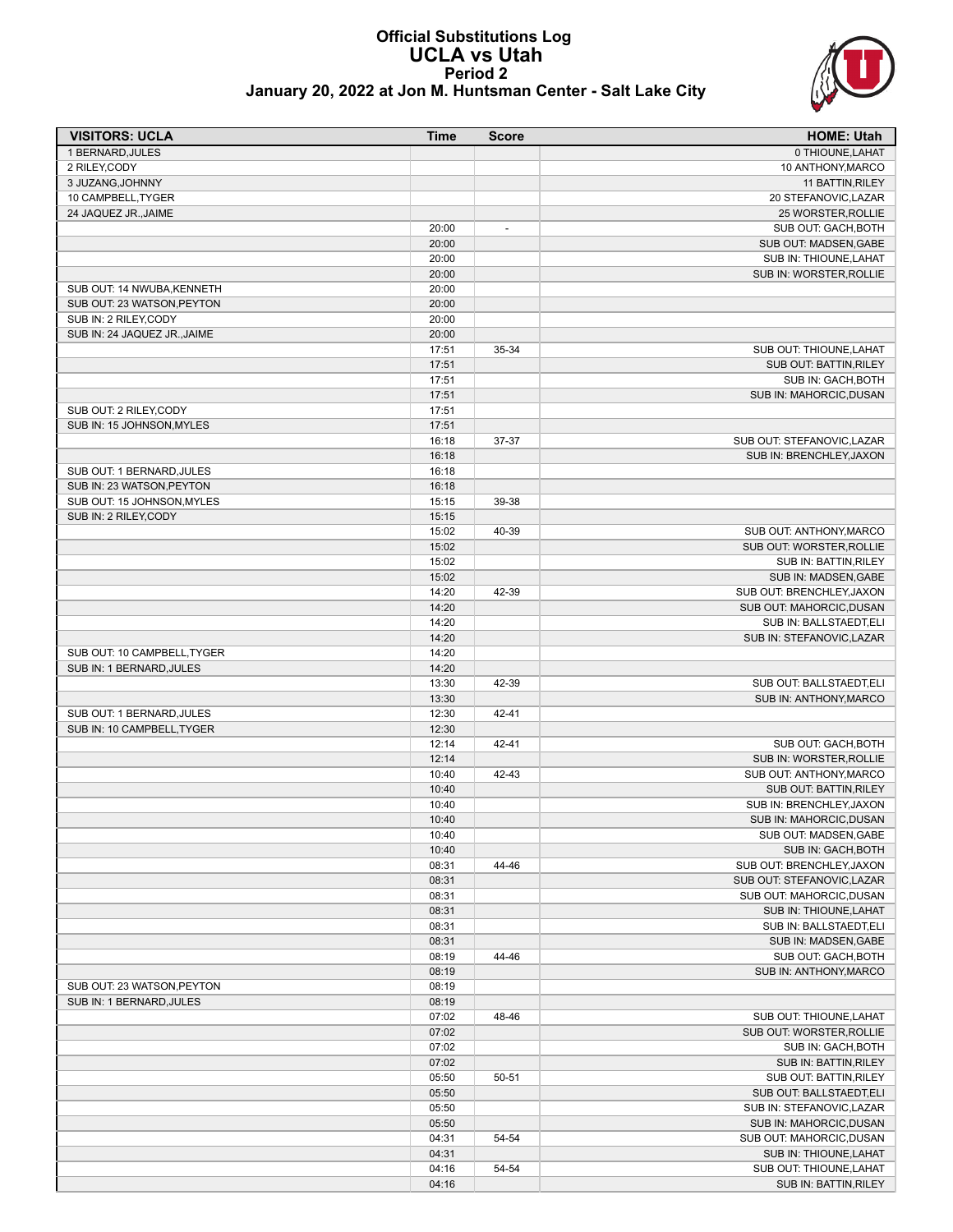# Official Substitutions Log
# UCLA vs Utah
## Period 2
### January 20, 2022 at Jon M. Huntsman Center - Salt Lake City

| VISITORS: UCLA | Time | Score | HOME: Utah |
|---|---|---|---|
| 1 BERNARD,JULES | | | 0 THIOUNE,LAHAT |
| 2 RILEY,CODY | | | 10 ANTHONY,MARCO |
| 3 JUZANG,JOHNNY | | | 11 BATTIN,RILEY |
| 10 CAMPBELL,TYGER | | | 20 STEFANOVIC,LAZAR |
| 24 JAQUEZ JR.,JAIME | | | 25 WORSTER,ROLLIE |
| | 20:00 | - | SUB OUT: GACH,BOTH |
| | 20:00 | | SUB OUT: MADSEN,GABE |
| | 20:00 | | SUB IN: THIOUNE,LAHAT |
| | 20:00 | | SUB IN: WORSTER,ROLLIE |
| SUB OUT: 14 NWUBA,KENNETH | 20:00 | | |
| SUB OUT: 23 WATSON,PEYTON | 20:00 | | |
| SUB IN: 2 RILEY,CODY | 20:00 | | |
| SUB IN: 24 JAQUEZ JR.,JAIME | 20:00 | | |
| | 17:51 | 35-34 | SUB OUT: THIOUNE,LAHAT |
| | 17:51 | | SUB OUT: BATTIN,RILEY |
| | 17:51 | | SUB IN: GACH,BOTH |
| | 17:51 | | SUB IN: MAHORCIC,DUSAN |
| SUB OUT: 2 RILEY,CODY | 17:51 | | |
| SUB IN: 15 JOHNSON,MYLES | 17:51 | | |
| | 16:18 | 37-37 | SUB OUT: STEFANOVIC,LAZAR |
| | 16:18 | | SUB IN: BRENCHLEY,JAXON |
| SUB OUT: 1 BERNARD,JULES | 16:18 | | |
| SUB IN: 23 WATSON,PEYTON | 16:18 | | |
| SUB OUT: 15 JOHNSON,MYLES | 15:15 | 39-38 | |
| SUB IN: 2 RILEY,CODY | 15:15 | | |
| | 15:02 | 40-39 | SUB OUT: ANTHONY,MARCO |
| | 15:02 | | SUB OUT: WORSTER,ROLLIE |
| | 15:02 | | SUB IN: BATTIN,RILEY |
| | 15:02 | | SUB IN: MADSEN,GABE |
| | 14:20 | 42-39 | SUB OUT: BRENCHLEY,JAXON |
| | 14:20 | | SUB OUT: MAHORCIC,DUSAN |
| | 14:20 | | SUB IN: BALLSTAEDT,ELI |
| | 14:20 | | SUB IN: STEFANOVIC,LAZAR |
| SUB OUT: 10 CAMPBELL,TYGER | 14:20 | | |
| SUB IN: 1 BERNARD,JULES | 14:20 | | |
| | 13:30 | 42-39 | SUB OUT: BALLSTAEDT,ELI |
| | 13:30 | | SUB IN: ANTHONY,MARCO |
| SUB OUT: 1 BERNARD,JULES | 12:30 | 42-41 | |
| SUB IN: 10 CAMPBELL,TYGER | 12:30 | | |
| | 12:14 | 42-41 | SUB OUT: GACH,BOTH |
| | 12:14 | | SUB IN: WORSTER,ROLLIE |
| | 10:40 | 42-43 | SUB OUT: ANTHONY,MARCO |
| | 10:40 | | SUB OUT: BATTIN,RILEY |
| | 10:40 | | SUB IN: BRENCHLEY,JAXON |
| | 10:40 | | SUB IN: MAHORCIC,DUSAN |
| | 10:40 | | SUB OUT: MADSEN,GABE |
| | 10:40 | | SUB IN: GACH,BOTH |
| | 08:31 | 44-46 | SUB OUT: BRENCHLEY,JAXON |
| | 08:31 | | SUB OUT: STEFANOVIC,LAZAR |
| | 08:31 | | SUB OUT: MAHORCIC,DUSAN |
| | 08:31 | | SUB IN: THIOUNE,LAHAT |
| | 08:31 | | SUB IN: BALLSTAEDT,ELI |
| | 08:31 | | SUB IN: MADSEN,GABE |
| | 08:19 | 44-46 | SUB OUT: GACH,BOTH |
| | 08:19 | | SUB IN: ANTHONY,MARCO |
| SUB OUT: 23 WATSON,PEYTON | 08:19 | | |
| SUB IN: 1 BERNARD,JULES | 08:19 | | |
| | 07:02 | 48-46 | SUB OUT: THIOUNE,LAHAT |
| | 07:02 | | SUB OUT: WORSTER,ROLLIE |
| | 07:02 | | SUB IN: GACH,BOTH |
| | 07:02 | | SUB IN: BATTIN,RILEY |
| | 05:50 | 50-51 | SUB OUT: BATTIN,RILEY |
| | 05:50 | | SUB OUT: BALLSTAEDT,ELI |
| | 05:50 | | SUB IN: STEFANOVIC,LAZAR |
| | 05:50 | | SUB IN: MAHORCIC,DUSAN |
| | 04:31 | 54-54 | SUB OUT: MAHORCIC,DUSAN |
| | 04:31 | | SUB IN: THIOUNE,LAHAT |
| | 04:16 | 54-54 | SUB OUT: THIOUNE,LAHAT |
| | 04:16 | | SUB IN: BATTIN,RILEY |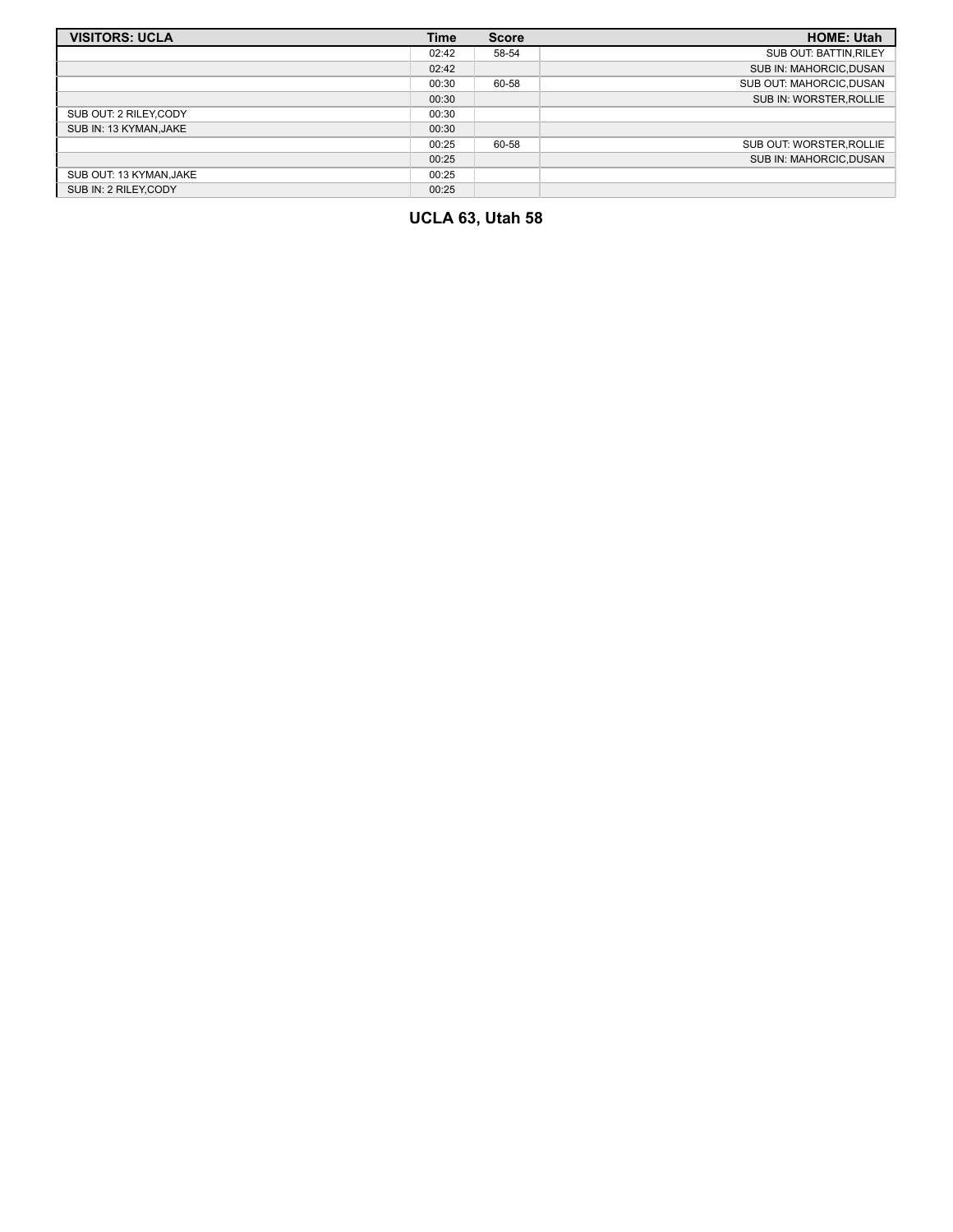| VISITORS: UCLA | Time | Score | HOME: Utah |
|---|---|---|---|
| | 02:42 | 58-54 | SUB OUT: BATTIN,RILEY |
| | 02:42 | | SUB IN: MAHORCIC,DUSAN |
| | 00:30 | 60-58 | SUB OUT: MAHORCIC,DUSAN |
| | 00:30 | | SUB IN: WORSTER,ROLLIE |
| SUB OUT: 2 RILEY,CODY | 00:30 | | |
| SUB IN: 13 KYMAN,JAKE | 00:30 | | |
| | 00:25 | 60-58 | SUB OUT: WORSTER,ROLLIE |
| | 00:25 | | SUB IN: MAHORCIC,DUSAN |
| SUB OUT: 13 KYMAN,JAKE | 00:25 | | |
| SUB IN: 2 RILEY,CODY | 00:25 | | |

**UCLA 63, Utah 58**